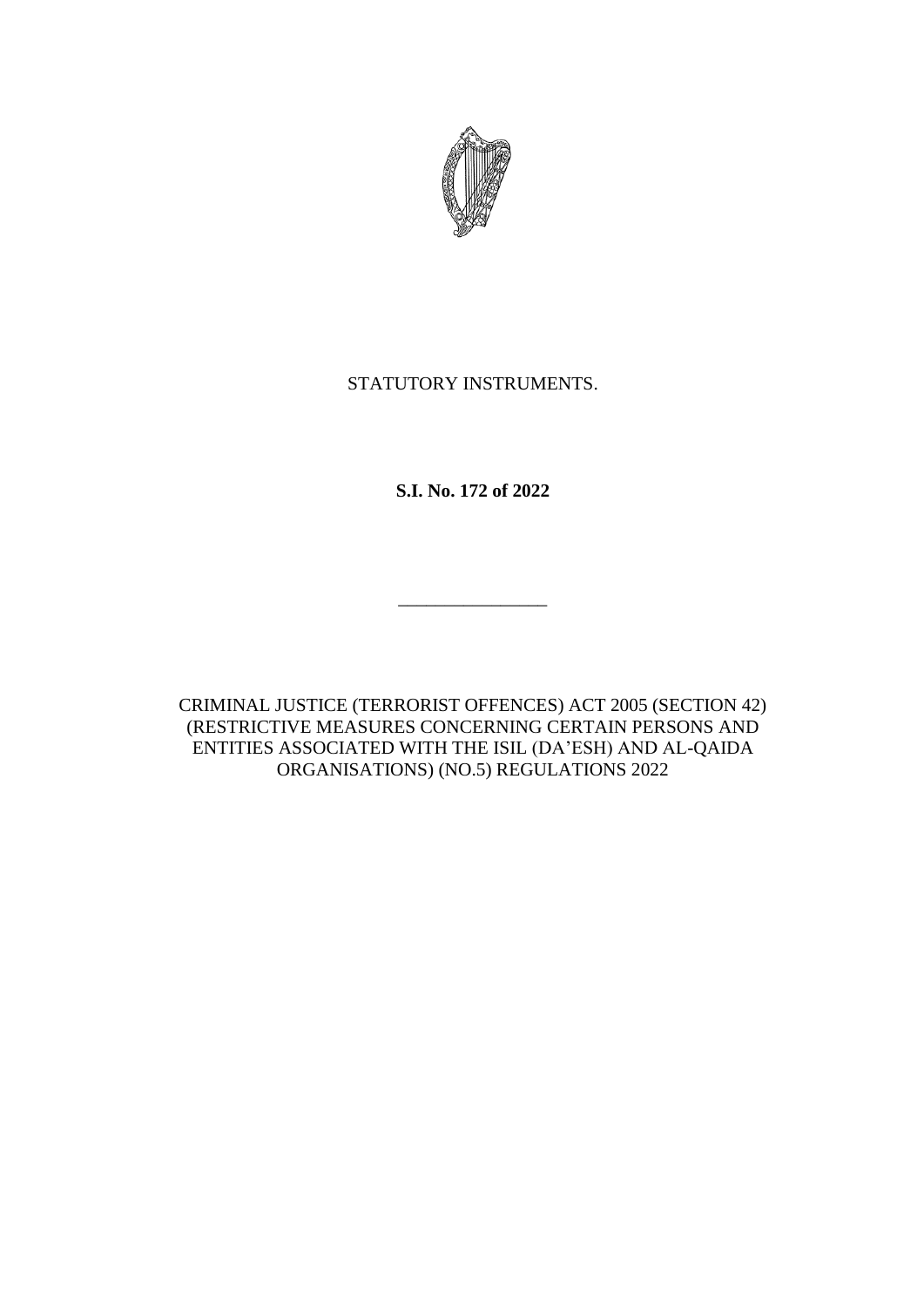STATUTORY INSTRUMENTS.

**S.I. No. 172 of 2022**

\_\_\_\_\_\_\_\_\_\_\_\_\_\_\_\_

CRIMINAL JUSTICE (TERRORIST OFFENCES) ACT 2005 (SECTION 42) (RESTRICTIVE MEASURES CONCERNING CERTAIN PERSONS AND ENTITIES ASSOCIATED WITH THE ISIL (DA'ESH) AND AL-QAIDA ORGANISATIONS) (NO.5) REGULATIONS 2022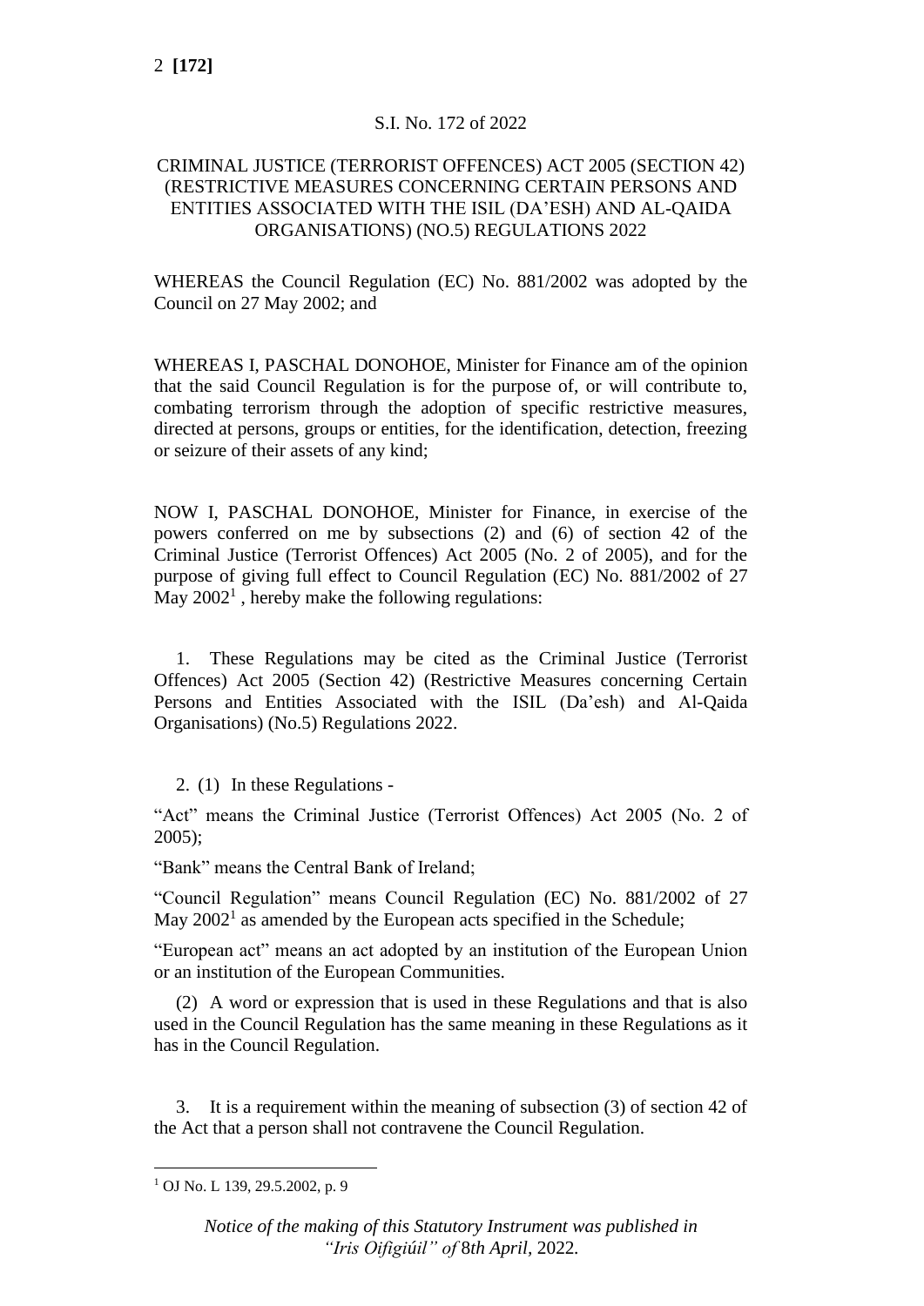S.I. No. 172 of 2022

CRIMINAL JUSTICE (TERRORIST OFFENCES) ACT 2005 (SECTION 42) (RESTRICTIVE MEASURES CONCERNING CERTAIN PERSONS AND ENTITIES ASSOCIATED WITH THE ISIL (DA'ESH) AND AL-QAIDA ORGANISATIONS) (NO.5) REGULATIONS 2022

WHEREAS the Council Regulation (EC) No. 881/2002 was adopted by the Council on 27 May 2002; and

WHEREAS I, PASCHAL DONOHOE, Minister for Finance am of the opinion that the said Council Regulation is for the purpose of, or will contribute to, combating terrorism through the adoption of specific restrictive measures, directed at persons, groups or entities, for the identification, detection, freezing or seizure of their assets of any kind;

NOW I, PASCHAL DONOHOE, Minister for Finance, in exercise of the powers conferred on me by subsections (2) and (6) of section 42 of the Criminal Justice (Terrorist Offences) Act 2005 (No. 2 of 2005), and for the purpose of giving full effect to Council Regulation (EC) No. 881/2002 of 27 May 2002[1] , hereby make the following regulations:

1. These Regulations may be cited as the Criminal Justice (Terrorist Offences) Act 2005 (Section 42) (Restrictive Measures concerning Certain Persons and Entities Associated with the ISIL (Da'esh) and Al-Qaida Organisations) (No.5) Regulations 2022.

2. (1) In these Regulations -

"Act" means the Criminal Justice (Terrorist Offences) Act 2005 (No. 2 of 2005);

"Bank" means the Central Bank of Ireland;

"Council Regulation" means Council Regulation (EC) No. 881/2002 of 27 May 2002[1] as amended by the European acts specified in the Schedule;

"European act" means an act adopted by an institution of the European Union or an institution of the European Communities.

(2) A word or expression that is used in these Regulations and that is also used in the Council Regulation has the same meaning in these Regulations as it has in the Council Regulation.

3. It is a requirement within the meaning of subsection (3) of section 42 of the Act that a person shall not contravene the Council Regulation.

[1] OJ No. L 139, 29.5.2002, p. 9

*Notice of the making of this Statutory Instrument was published in "Iris Oifigiúil" of 8th April, 2022.*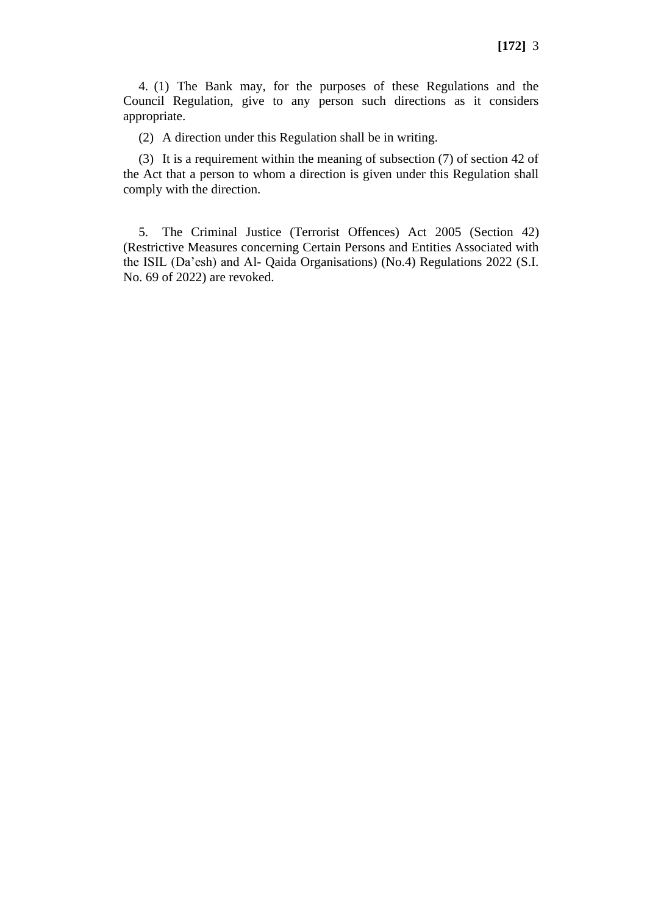4. (1) The Bank may, for the purposes of these Regulations and the Council Regulation, give to any person such directions as it considers appropriate.

(2) A direction under this Regulation shall be in writing.

(3) It is a requirement within the meaning of subsection (7) of section 42 of the Act that a person to whom a direction is given under this Regulation shall comply with the direction.

5. The Criminal Justice (Terrorist Offences) Act 2005 (Section 42) (Restrictive Measures concerning Certain Persons and Entities Associated with the ISIL (Da'esh) and Al- Qaida Organisations) (No.4) Regulations 2022 (S.I. No. 69 of 2022) are revoked.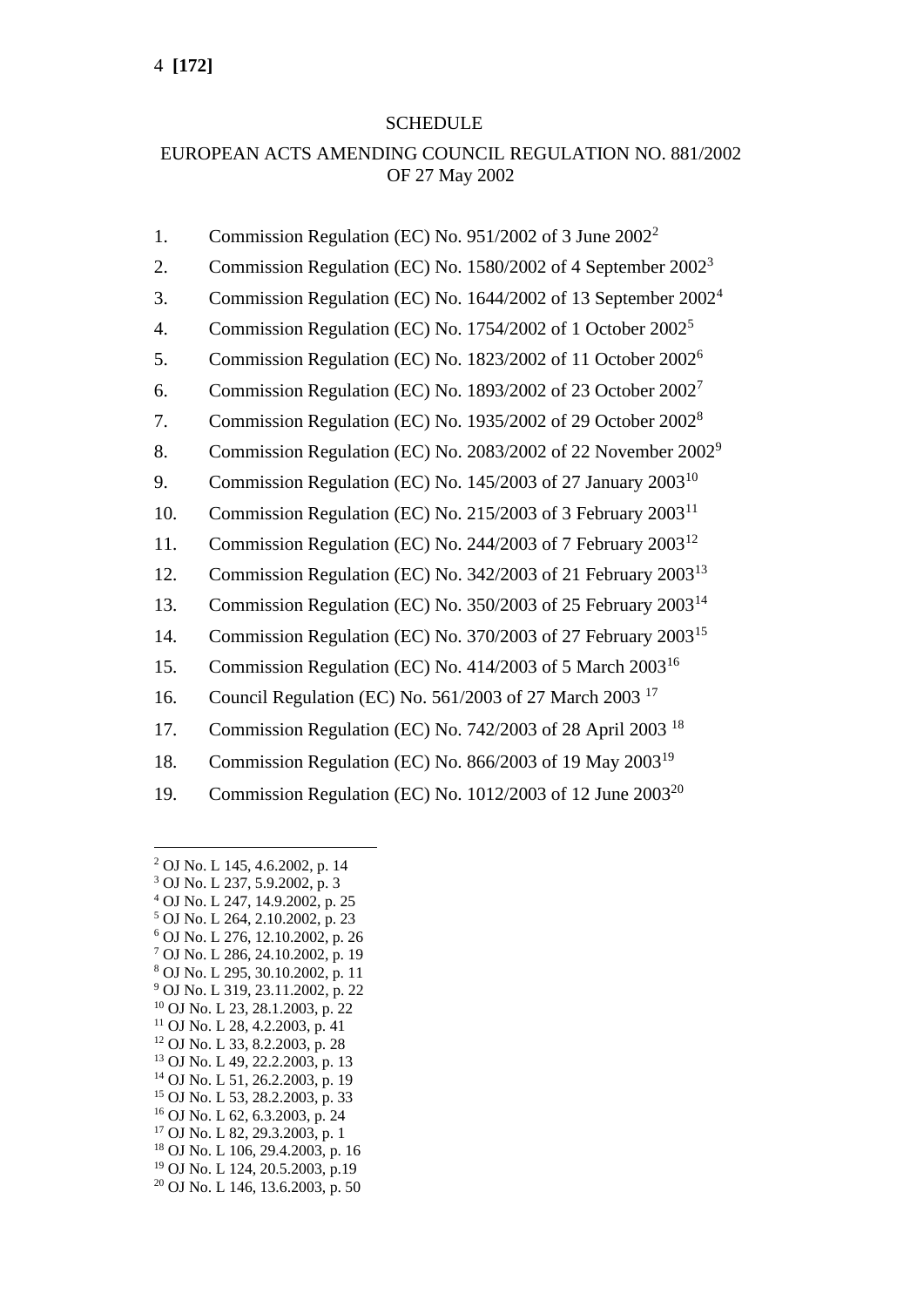## SCHEDULE

## EUROPEAN ACTS AMENDING COUNCIL REGULATION NO. 881/2002 OF 27 May 2002

1. Commission Regulation (EC) No. 951/2002 of 3 June 2002[2]
2. Commission Regulation (EC) No. 1580/2002 of 4 September 2002[3]
3. Commission Regulation (EC) No. 1644/2002 of 13 September 2002[4]
4. Commission Regulation (EC) No. 1754/2002 of 1 October 2002[5]
5. Commission Regulation (EC) No. 1823/2002 of 11 October 2002[6]
6. Commission Regulation (EC) No. 1893/2002 of 23 October 2002[7]
7. Commission Regulation (EC) No. 1935/2002 of 29 October 2002[8]
8. Commission Regulation (EC) No. 2083/2002 of 22 November 2002[9]
9. Commission Regulation (EC) No. 145/2003 of 27 January 2003[10]
10. Commission Regulation (EC) No. 215/2003 of 3 February 2003[11]
11. Commission Regulation (EC) No. 244/2003 of 7 February 2003[12]
12. Commission Regulation (EC) No. 342/2003 of 21 February 2003[13]
13. Commission Regulation (EC) No. 350/2003 of 25 February 2003[14]
14. Commission Regulation (EC) No. 370/2003 of 27 February 2003[15]
15. Commission Regulation (EC) No. 414/2003 of 5 March 2003[16]
16. Council Regulation (EC) No. 561/2003 of 27 March 2003 [17]
17. Commission Regulation (EC) No. 742/2003 of 28 April 2003 [18]
18. Commission Regulation (EC) No. 866/2003 of 19 May 2003[19]
19. Commission Regulation (EC) No. 1012/2003 of 12 June 2003[20]

---

[2] OJ No. L 145, 4.6.2002, p. 14
[3] OJ No. L 237, 5.9.2002, p. 3
[4] OJ No. L 247, 14.9.2002, p. 25
[5] OJ No. L 264, 2.10.2002, p. 23
[6] OJ No. L 276, 12.10.2002, p. 26
[7] OJ No. L 286, 24.10.2002, p. 19
[8] OJ No. L 295, 30.10.2002, p. 11
[9] OJ No. L 319, 23.11.2002, p. 22
[10] OJ No. L 23, 28.1.2003, p. 22
[11] OJ No. L 28, 4.2.2003, p. 41
[12] OJ No. L 33, 8.2.2003, p. 28
[13] OJ No. L 49, 22.2.2003, p. 13
[14] OJ No. L 51, 26.2.2003, p. 19
[15] OJ No. L 53, 28.2.2003, p. 33
[16] OJ No. L 62, 6.3.2003, p. 24
[17] OJ No. L 82, 29.3.2003, p. 1
[18] OJ No. L 106, 29.4.2003, p. 16
[19] OJ No. L 124, 20.5.2003, p.19
[20] OJ No. L 146, 13.6.2003, p. 50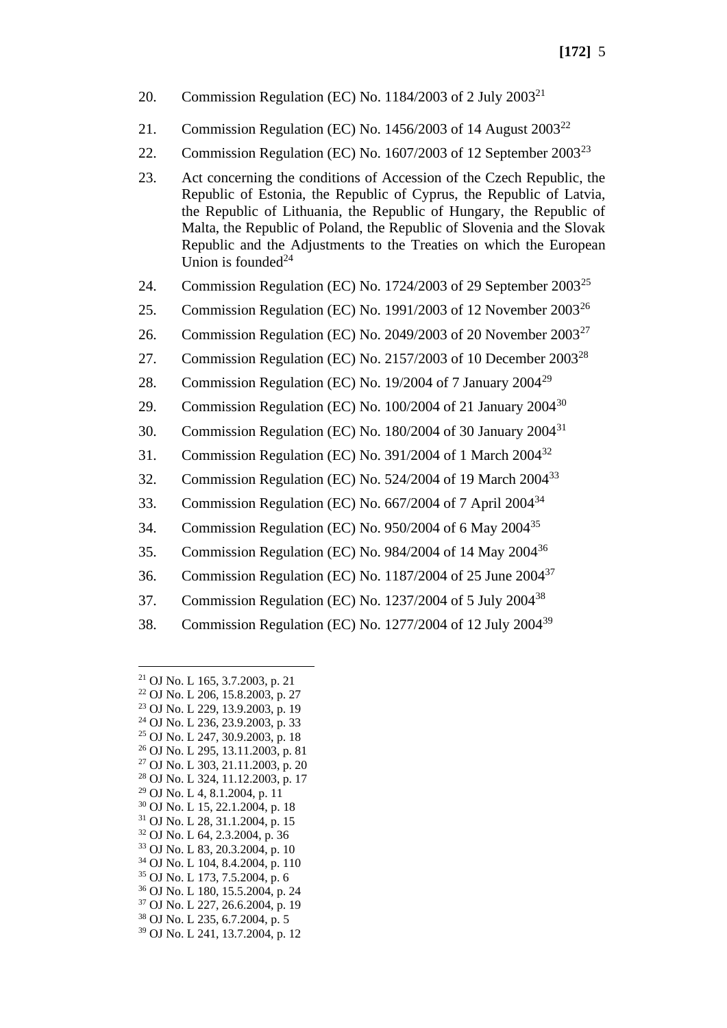20. Commission Regulation (EC) No. 1184/2003 of 2 July 2003[21]

21. Commission Regulation (EC) No. 1456/2003 of 14 August 2003[22]

22. Commission Regulation (EC) No. 1607/2003 of 12 September 2003[23]

23. Act concerning the conditions of Accession of the Czech Republic, the Republic of Estonia, the Republic of Cyprus, the Republic of Latvia, the Republic of Lithuania, the Republic of Hungary, the Republic of Malta, the Republic of Poland, the Republic of Slovenia and the Slovak Republic and the Adjustments to the Treaties on which the European Union is founded[24]

24. Commission Regulation (EC) No. 1724/2003 of 29 September 2003[25]

25. Commission Regulation (EC) No. 1991/2003 of 12 November 2003[26]

26. Commission Regulation (EC) No. 2049/2003 of 20 November 2003[27]

27. Commission Regulation (EC) No. 2157/2003 of 10 December 2003[28]

28. Commission Regulation (EC) No. 19/2004 of 7 January 2004[29]

29. Commission Regulation (EC) No. 100/2004 of 21 January 2004[30]

30. Commission Regulation (EC) No. 180/2004 of 30 January 2004[31]

31. Commission Regulation (EC) No. 391/2004 of 1 March 2004[32]

32. Commission Regulation (EC) No. 524/2004 of 19 March 2004[33]

33. Commission Regulation (EC) No. 667/2004 of 7 April 2004[34]

34. Commission Regulation (EC) No. 950/2004 of 6 May 2004[35]

35. Commission Regulation (EC) No. 984/2004 of 14 May 2004[36]

36. Commission Regulation (EC) No. 1187/2004 of 25 June 2004[37]

37. Commission Regulation (EC) No. 1237/2004 of 5 July 2004[38]

38. Commission Regulation (EC) No. 1277/2004 of 12 July 2004[39]

---

[21] OJ No. L 165, 3.7.2003, p. 21
[22] OJ No. L 206, 15.8.2003, p. 27
[23] OJ No. L 229, 13.9.2003, p. 19
[24] OJ No. L 236, 23.9.2003, p. 33
[25] OJ No. L 247, 30.9.2003, p. 18
[26] OJ No. L 295, 13.11.2003, p. 81
[27] OJ No. L 303, 21.11.2003, p. 20
[28] OJ No. L 324, 11.12.2003, p. 17
[29] OJ No. L 4, 8.1.2004, p. 11
[30] OJ No. L 15, 22.1.2004, p. 18
[31] OJ No. L 28, 31.1.2004, p. 15
[32] OJ No. L 64, 2.3.2004, p. 36
[33] OJ No. L 83, 20.3.2004, p. 10
[34] OJ No. L 104, 8.4.2004, p. 110
[35] OJ No. L 173, 7.5.2004, p. 6
[36] OJ No. L 180, 15.5.2004, p. 24
[37] OJ No. L 227, 26.6.2004, p. 19
[38] OJ No. L 235, 6.7.2004, p. 5
[39] OJ No. L 241, 13.7.2004, p. 12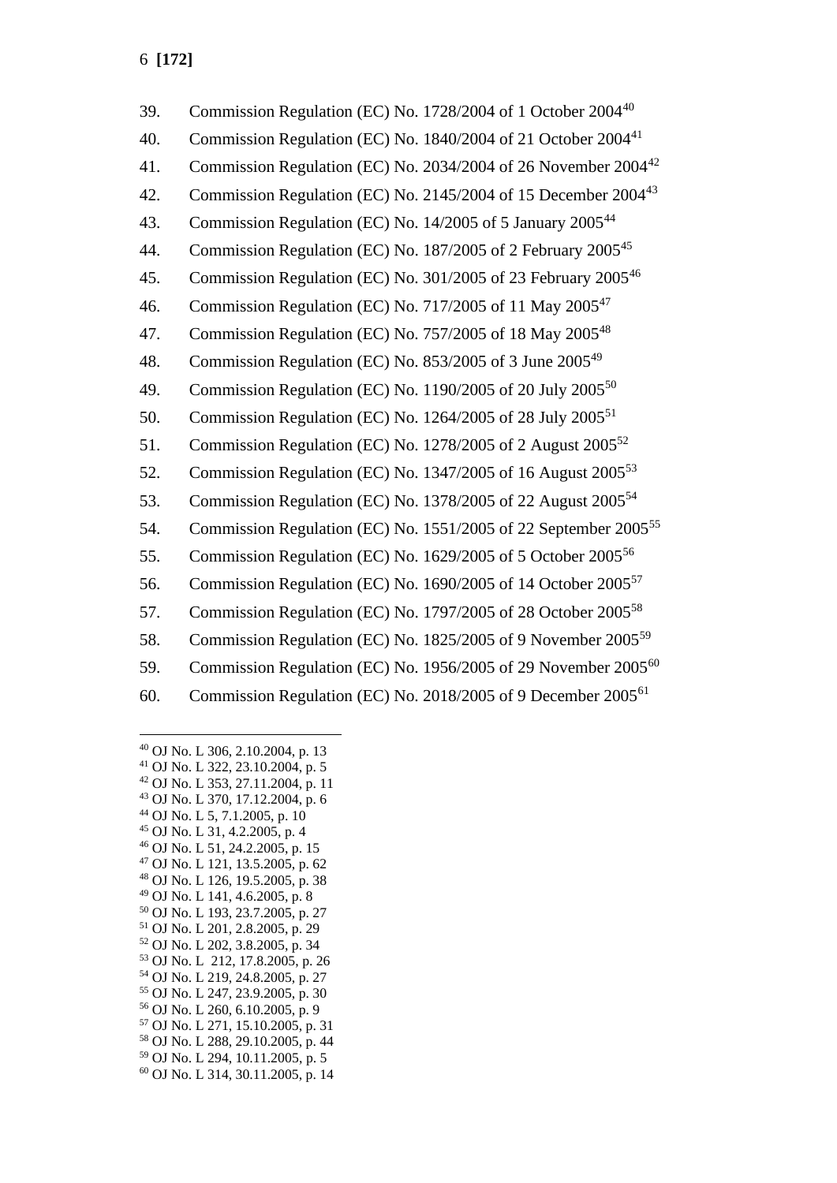39. Commission Regulation (EC) No. 1728/2004 of 1 October 2004[40]
40. Commission Regulation (EC) No. 1840/2004 of 21 October 2004[41]
41. Commission Regulation (EC) No. 2034/2004 of 26 November 2004[42]
42. Commission Regulation (EC) No. 2145/2004 of 15 December 2004[43]
43. Commission Regulation (EC) No. 14/2005 of 5 January 2005[44]
44. Commission Regulation (EC) No. 187/2005 of 2 February 2005[45]
45. Commission Regulation (EC) No. 301/2005 of 23 February 2005[46]
46. Commission Regulation (EC) No. 717/2005 of 11 May 2005[47]
47. Commission Regulation (EC) No. 757/2005 of 18 May 2005[48]
48. Commission Regulation (EC) No. 853/2005 of 3 June 2005[49]
49. Commission Regulation (EC) No. 1190/2005 of 20 July 2005[50]
50. Commission Regulation (EC) No. 1264/2005 of 28 July 2005[51]
51. Commission Regulation (EC) No. 1278/2005 of 2 August 2005[52]
52. Commission Regulation (EC) No. 1347/2005 of 16 August 2005[53]
53. Commission Regulation (EC) No. 1378/2005 of 22 August 2005[54]
54. Commission Regulation (EC) No. 1551/2005 of 22 September 2005[55]
55. Commission Regulation (EC) No. 1629/2005 of 5 October 2005[56]
56. Commission Regulation (EC) No. 1690/2005 of 14 October 2005[57]
57. Commission Regulation (EC) No. 1797/2005 of 28 October 2005[58]
58. Commission Regulation (EC) No. 1825/2005 of 9 November 2005[59]
59. Commission Regulation (EC) No. 1956/2005 of 29 November 2005[60]
60. Commission Regulation (EC) No. 2018/2005 of 9 December 2005[61]

---

[40] OJ No. L 306, 2.10.2004, p. 13
[41] OJ No. L 322, 23.10.2004, p. 5
[42] OJ No. L 353, 27.11.2004, p. 11
[43] OJ No. L 370, 17.12.2004, p. 6
[44] OJ No. L 5, 7.1.2005, p. 10
[45] OJ No. L 31, 4.2.2005, p. 4
[46] OJ No. L 51, 24.2.2005, p. 15
[47] OJ No. L 121, 13.5.2005, p. 62
[48] OJ No. L 126, 19.5.2005, p. 38
[49] OJ No. L 141, 4.6.2005, p. 8
[50] OJ No. L 193, 23.7.2005, p. 27
[51] OJ No. L 201, 2.8.2005, p. 29
[52] OJ No. L 202, 3.8.2005, p. 34
[53] OJ No. L 212, 17.8.2005, p. 26
[54] OJ No. L 219, 24.8.2005, p. 27
[55] OJ No. L 247, 23.9.2005, p. 30
[56] OJ No. L 260, 6.10.2005, p. 9
[57] OJ No. L 271, 15.10.2005, p. 31
[58] OJ No. L 288, 29.10.2005, p. 44
[59] OJ No. L 294, 10.11.2005, p. 5
[60] OJ No. L 314, 30.11.2005, p. 14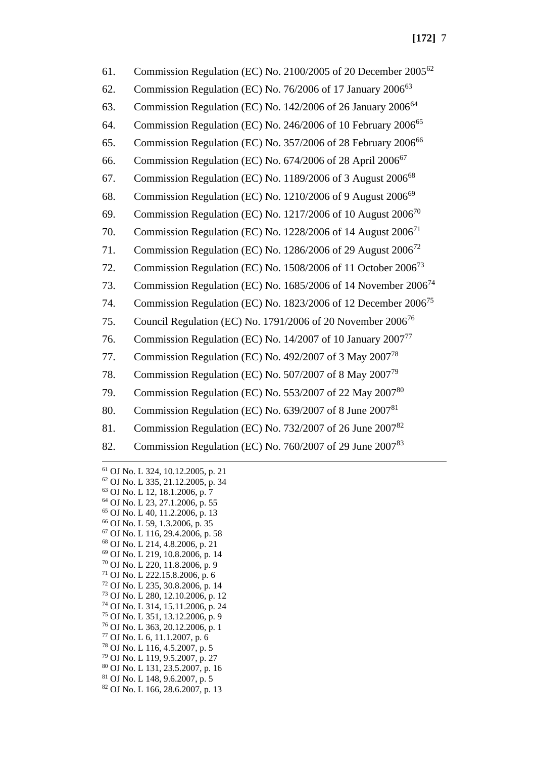61. Commission Regulation (EC) No. 2100/2005 of 20 December 2005[62]
62. Commission Regulation (EC) No. 76/2006 of 17 January 2006[63]
63. Commission Regulation (EC) No. 142/2006 of 26 January 2006[64]
64. Commission Regulation (EC) No. 246/2006 of 10 February 2006[65]
65. Commission Regulation (EC) No. 357/2006 of 28 February 2006[66]
66. Commission Regulation (EC) No. 674/2006 of 28 April 2006[67]
67. Commission Regulation (EC) No. 1189/2006 of 3 August 2006[68]
68. Commission Regulation (EC) No. 1210/2006 of 9 August 2006[69]
69. Commission Regulation (EC) No. 1217/2006 of 10 August 2006[70]
70. Commission Regulation (EC) No. 1228/2006 of 14 August 2006[71]
71. Commission Regulation (EC) No. 1286/2006 of 29 August 2006[72]
72. Commission Regulation (EC) No. 1508/2006 of 11 October 2006[73]
73. Commission Regulation (EC) No. 1685/2006 of 14 November 2006[74]
74. Commission Regulation (EC) No. 1823/2006 of 12 December 2006[75]
75. Council Regulation (EC) No. 1791/2006 of 20 November 2006[76]
76. Commission Regulation (EC) No. 14/2007 of 10 January 2007[77]
77. Commission Regulation (EC) No. 492/2007 of 3 May 2007[78]
78. Commission Regulation (EC) No. 507/2007 of 8 May 2007[79]
79. Commission Regulation (EC) No. 553/2007 of 22 May 2007[80]
80. Commission Regulation (EC) No. 639/2007 of 8 June 2007[81]
81. Commission Regulation (EC) No. 732/2007 of 26 June 2007[82]
82. Commission Regulation (EC) No. 760/2007 of 29 June 2007[83]

---

[61] OJ No. L 324, 10.12.2005, p. 21
[62] OJ No. L 335, 21.12.2005, p. 34
[63] OJ No. L 12, 18.1.2006, p. 7
[64] OJ No. L 23, 27.1.2006, p. 55
[65] OJ No. L 40, 11.2.2006, p. 13
[66] OJ No. L 59, 1.3.2006, p. 35
[67] OJ No. L 116, 29.4.2006, p. 58
[68] OJ No. L 214, 4.8.2006, p. 21
[69] OJ No. L 219, 10.8.2006, p. 14
[70] OJ No. L 220, 11.8.2006, p. 9
[71] OJ No. L 222.15.8.2006, p. 6
[72] OJ No. L 235, 30.8.2006, p. 14
[73] OJ No. L 280, 12.10.2006, p. 12
[74] OJ No. L 314, 15.11.2006, p. 24
[75] OJ No. L 351, 13.12.2006, p. 9
[76] OJ No. L 363, 20.12.2006, p. 1
[77] OJ No. L 6, 11.1.2007, p. 6
[78] OJ No. L 116, 4.5.2007, p. 5
[79] OJ No. L 119, 9.5.2007, p. 27
[80] OJ No. L 131, 23.5.2007, p. 16
[81] OJ No. L 148, 9.6.2007, p. 5
[82] OJ No. L 166, 28.6.2007, p. 13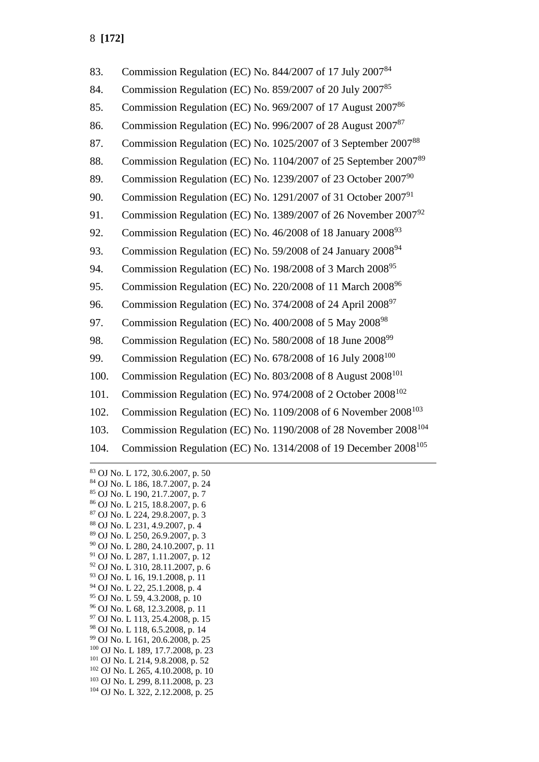83. Commission Regulation (EC) No. 844/2007 of 17 July 2007[84]

84. Commission Regulation (EC) No. 859/2007 of 20 July 2007[85]

85. Commission Regulation (EC) No. 969/2007 of 17 August 2007[86]

86. Commission Regulation (EC) No. 996/2007 of 28 August 2007[87]

87. Commission Regulation (EC) No. 1025/2007 of 3 September 2007[88]

88. Commission Regulation (EC) No. 1104/2007 of 25 September 2007[89]

89. Commission Regulation (EC) No. 1239/2007 of 23 October 2007[90]

90. Commission Regulation (EC) No. 1291/2007 of 31 October 2007[91]

91. Commission Regulation (EC) No. 1389/2007 of 26 November 2007[92]

92. Commission Regulation (EC) No. 46/2008 of 18 January 2008[93]

93. Commission Regulation (EC) No. 59/2008 of 24 January 2008[94]

94. Commission Regulation (EC) No. 198/2008 of 3 March 2008[95]

95. Commission Regulation (EC) No. 220/2008 of 11 March 2008[96]

96. Commission Regulation (EC) No. 374/2008 of 24 April 2008[97]

97. Commission Regulation (EC) No. 400/2008 of 5 May 2008[98]

98. Commission Regulation (EC) No. 580/2008 of 18 June 2008[99]

99. Commission Regulation (EC) No. 678/2008 of 16 July 2008[100]

100. Commission Regulation (EC) No. 803/2008 of 8 August 2008[101]

101. Commission Regulation (EC) No. 974/2008 of 2 October 2008[102]

102. Commission Regulation (EC) No. 1109/2008 of 6 November 2008[103]

103. Commission Regulation (EC) No. 1190/2008 of 28 November 2008[104]

104. Commission Regulation (EC) No. 1314/2008 of 19 December 2008[105]

---

[83] OJ No. L 172, 30.6.2007, p. 50
[84] OJ No. L 186, 18.7.2007, p. 24
[85] OJ No. L 190, 21.7.2007, p. 7
[86] OJ No. L 215, 18.8.2007, p. 6
[87] OJ No. L 224, 29.8.2007, p. 3
[88] OJ No. L 231, 4.9.2007, p. 4
[89] OJ No. L 250, 26.9.2007, p. 3
[90] OJ No. L 280, 24.10.2007, p. 11
[91] OJ No. L 287, 1.11.2007, p. 12
[92] OJ No. L 310, 28.11.2007, p. 6
[93] OJ No. L 16, 19.1.2008, p. 11
[94] OJ No. L 22, 25.1.2008, p. 4
[95] OJ No. L 59, 4.3.2008, p. 10
[96] OJ No. L 68, 12.3.2008, p. 11
[97] OJ No. L 113, 25.4.2008, p. 15
[98] OJ No. L 118, 6.5.2008, p. 14
[99] OJ No. L 161, 20.6.2008, p. 25
[100] OJ No. L 189, 17.7.2008, p. 23
[101] OJ No. L 214, 9.8.2008, p. 52
[102] OJ No. L 265, 4.10.2008, p. 10
[103] OJ No. L 299, 8.11.2008, p. 23
[104] OJ No. L 322, 2.12.2008, p. 25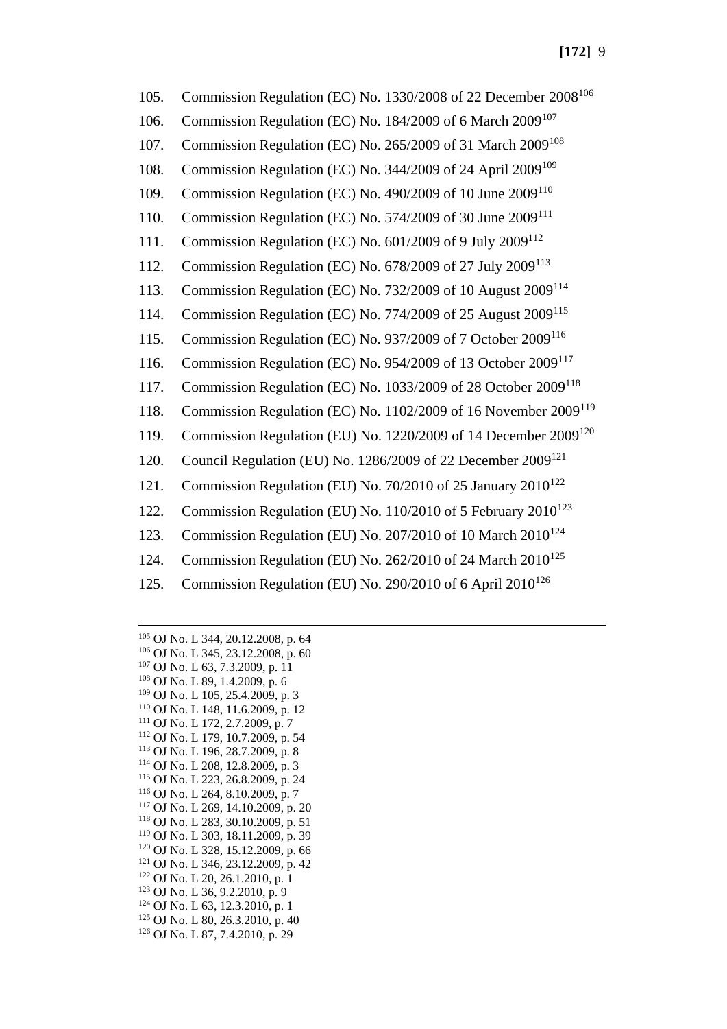105. Commission Regulation (EC) No. 1330/2008 of 22 December 2008[106]

106. Commission Regulation (EC) No. 184/2009 of 6 March 2009[107]

107. Commission Regulation (EC) No. 265/2009 of 31 March 2009[108]

108. Commission Regulation (EC) No. 344/2009 of 24 April 2009[109]

109. Commission Regulation (EC) No. 490/2009 of 10 June 2009[110]

110. Commission Regulation (EC) No. 574/2009 of 30 June 2009[111]

111. Commission Regulation (EC) No. 601/2009 of 9 July 2009[112]

112. Commission Regulation (EC) No. 678/2009 of 27 July 2009[113]

113. Commission Regulation (EC) No. 732/2009 of 10 August 2009[114]

114. Commission Regulation (EC) No. 774/2009 of 25 August 2009[115]

115. Commission Regulation (EC) No. 937/2009 of 7 October 2009[116]

116. Commission Regulation (EC) No. 954/2009 of 13 October 2009[117]

117. Commission Regulation (EC) No. 1033/2009 of 28 October 2009[118]

118. Commission Regulation (EC) No. 1102/2009 of 16 November 2009[119]

119. Commission Regulation (EU) No. 1220/2009 of 14 December 2009[120]

120. Council Regulation (EU) No. 1286/2009 of 22 December 2009[121]

121. Commission Regulation (EU) No. 70/2010 of 25 January 2010[122]

122. Commission Regulation (EU) No. 110/2010 of 5 February 2010[123]

123. Commission Regulation (EU) No. 207/2010 of 10 March 2010[124]

124. Commission Regulation (EU) No. 262/2010 of 24 March 2010[125]

125. Commission Regulation (EU) No. 290/2010 of 6 April 2010[126]

---

[105] OJ No. L 344, 20.12.2008, p. 64
[106] OJ No. L 345, 23.12.2008, p. 60
[107] OJ No. L 63, 7.3.2009, p. 11
[108] OJ No. L 89, 1.4.2009, p. 6
[109] OJ No. L 105, 25.4.2009, p. 3
[110] OJ No. L 148, 11.6.2009, p. 12
[111] OJ No. L 172, 2.7.2009, p. 7
[112] OJ No. L 179, 10.7.2009, p. 54
[113] OJ No. L 196, 28.7.2009, p. 8
[114] OJ No. L 208, 12.8.2009, p. 3
[115] OJ No. L 223, 26.8.2009, p. 24
[116] OJ No. L 264, 8.10.2009, p. 7
[117] OJ No. L 269, 14.10.2009, p. 20
[118] OJ No. L 283, 30.10.2009, p. 51
[119] OJ No. L 303, 18.11.2009, p. 39
[120] OJ No. L 328, 15.12.2009, p. 66
[121] OJ No. L 346, 23.12.2009, p. 42
[122] OJ No. L 20, 26.1.2010, p. 1
[123] OJ No. L 36, 9.2.2010, p. 9
[124] OJ No. L 63, 12.3.2010, p. 1
[125] OJ No. L 80, 26.3.2010, p. 40
[126] OJ No. L 87, 7.4.2010, p. 29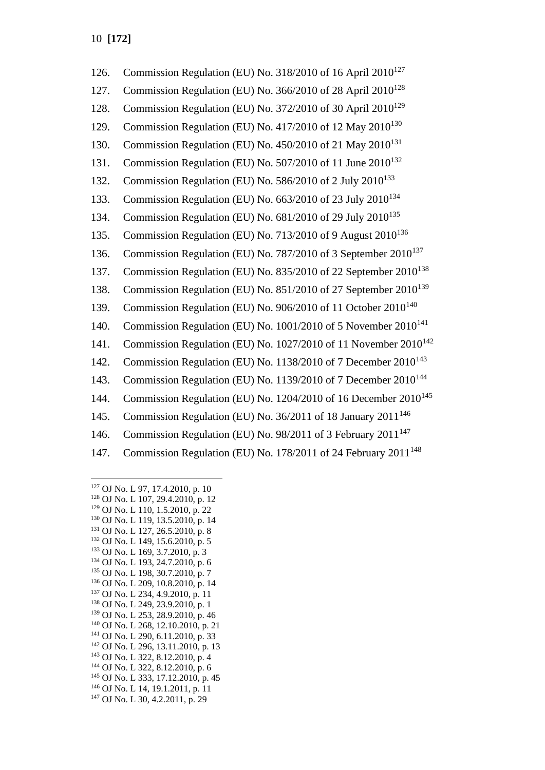126. Commission Regulation (EU) No. 318/2010 of 16 April 2010[127]
127. Commission Regulation (EU) No. 366/2010 of 28 April 2010[128]
128. Commission Regulation (EU) No. 372/2010 of 30 April 2010[129]
129. Commission Regulation (EU) No. 417/2010 of 12 May 2010[130]
130. Commission Regulation (EU) No. 450/2010 of 21 May 2010[131]
131. Commission Regulation (EU) No. 507/2010 of 11 June 2010[132]
132. Commission Regulation (EU) No. 586/2010 of 2 July 2010[133]
133. Commission Regulation (EU) No. 663/2010 of 23 July 2010[134]
134. Commission Regulation (EU) No. 681/2010 of 29 July 2010[135]
135. Commission Regulation (EU) No. 713/2010 of 9 August 2010[136]
136. Commission Regulation (EU) No. 787/2010 of 3 September 2010[137]
137. Commission Regulation (EU) No. 835/2010 of 22 September 2010[138]
138. Commission Regulation (EU) No. 851/2010 of 27 September 2010[139]
139. Commission Regulation (EU) No. 906/2010 of 11 October 2010[140]
140. Commission Regulation (EU) No. 1001/2010 of 5 November 2010[141]
141. Commission Regulation (EU) No. 1027/2010 of 11 November 2010[142]
142. Commission Regulation (EU) No. 1138/2010 of 7 December 2010[143]
143. Commission Regulation (EU) No. 1139/2010 of 7 December 2010[144]
144. Commission Regulation (EU) No. 1204/2010 of 16 December 2010[145]
145. Commission Regulation (EU) No. 36/2011 of 18 January 2011[146]
146. Commission Regulation (EU) No. 98/2011 of 3 February 2011[147]
147. Commission Regulation (EU) No. 178/2011 of 24 February 2011[148]

---

[127] OJ No. L 97, 17.4.2010, p. 10
[128] OJ No. L 107, 29.4.2010, p. 12
[129] OJ No. L 110, 1.5.2010, p. 22
[130] OJ No. L 119, 13.5.2010, p. 14
[131] OJ No. L 127, 26.5.2010, p. 8
[132] OJ No. L 149, 15.6.2010, p. 5
[133] OJ No. L 169, 3.7.2010, p. 3
[134] OJ No. L 193, 24.7.2010, p. 6
[135] OJ No. L 198, 30.7.2010, p. 7
[136] OJ No. L 209, 10.8.2010, p. 14
[137] OJ No. L 234, 4.9.2010, p. 11
[138] OJ No. L 249, 23.9.2010, p. 1
[139] OJ No. L 253, 28.9.2010, p. 46
[140] OJ No. L 268, 12.10.2010, p. 21
[141] OJ No. L 290, 6.11.2010, p. 33
[142] OJ No. L 296, 13.11.2010, p. 13
[143] OJ No. L 322, 8.12.2010, p. 4
[144] OJ No. L 322, 8.12.2010, p. 6
[145] OJ No. L 333, 17.12.2010, p. 45
[146] OJ No. L 14, 19.1.2011, p. 11
[147] OJ No. L 30, 4.2.2011, p. 29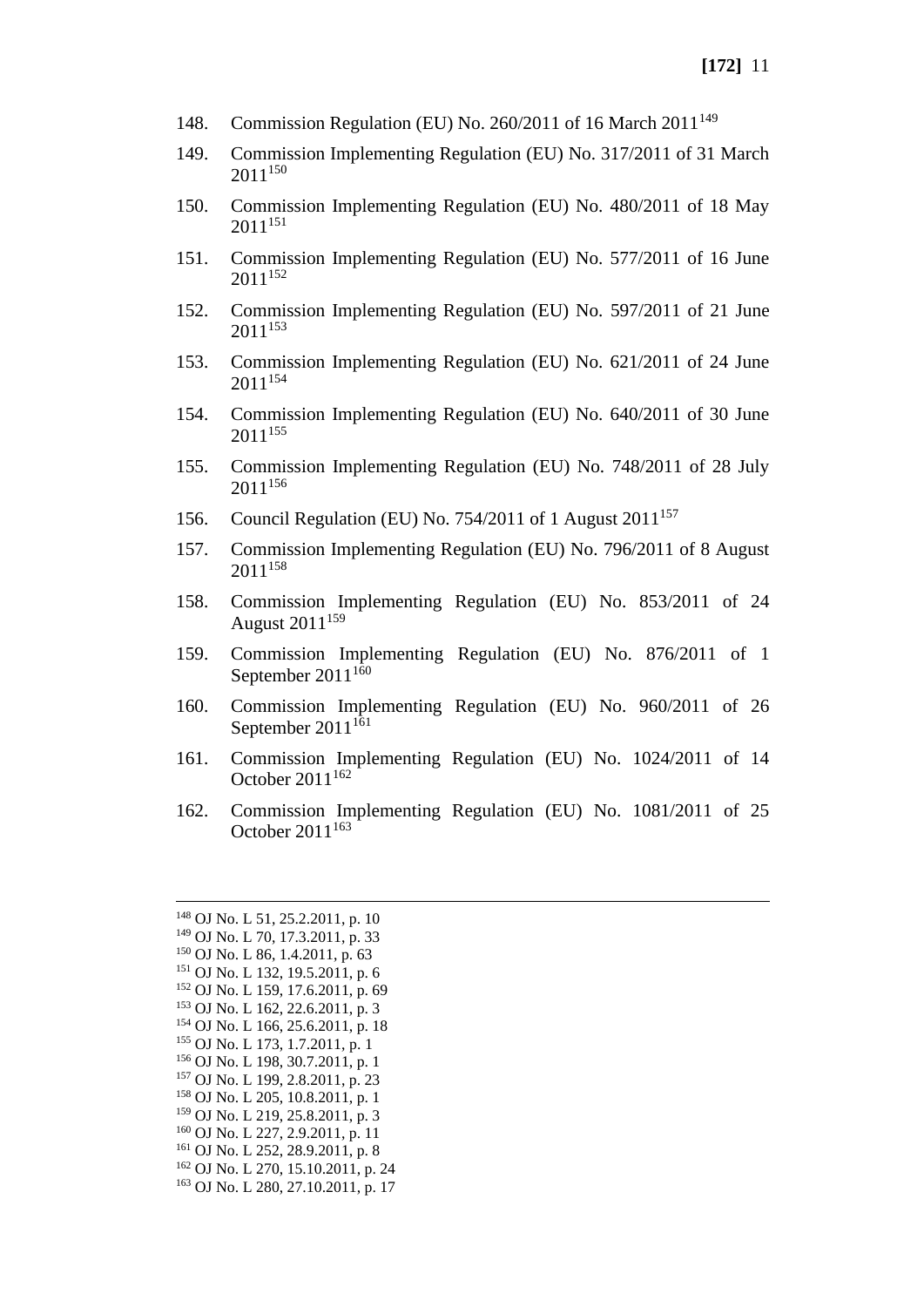148. Commission Regulation (EU) No. 260/2011 of 16 March 2011[149]

149. Commission Implementing Regulation (EU) No. 317/2011 of 31 March 2011[150]

150. Commission Implementing Regulation (EU) No. 480/2011 of 18 May 2011[151]

151. Commission Implementing Regulation (EU) No. 577/2011 of 16 June 2011[152]

152. Commission Implementing Regulation (EU) No. 597/2011 of 21 June 2011[153]

153. Commission Implementing Regulation (EU) No. 621/2011 of 24 June 2011[154]

154. Commission Implementing Regulation (EU) No. 640/2011 of 30 June 2011[155]

155. Commission Implementing Regulation (EU) No. 748/2011 of 28 July 2011[156]

156. Council Regulation (EU) No. 754/2011 of 1 August 2011[157]

157. Commission Implementing Regulation (EU) No. 796/2011 of 8 August 2011[158]

158. Commission Implementing Regulation (EU) No. 853/2011 of 24 August 2011[159]

159. Commission Implementing Regulation (EU) No. 876/2011 of 1 September 2011[160]

160. Commission Implementing Regulation (EU) No. 960/2011 of 26 September 2011[161]

161. Commission Implementing Regulation (EU) No. 1024/2011 of 14 October 2011[162]

162. Commission Implementing Regulation (EU) No. 1081/2011 of 25 October 2011[163]

---

[148] OJ No. L 51, 25.2.2011, p. 10
[149] OJ No. L 70, 17.3.2011, p. 33
[150] OJ No. L 86, 1.4.2011, p. 63
[151] OJ No. L 132, 19.5.2011, p. 6
[152] OJ No. L 159, 17.6.2011, p. 69
[153] OJ No. L 162, 22.6.2011, p. 3
[154] OJ No. L 166, 25.6.2011, p. 18
[155] OJ No. L 173, 1.7.2011, p. 1
[156] OJ No. L 198, 30.7.2011, p. 1
[157] OJ No. L 199, 2.8.2011, p. 23
[158] OJ No. L 205, 10.8.2011, p. 1
[159] OJ No. L 219, 25.8.2011, p. 3
[160] OJ No. L 227, 2.9.2011, p. 11
[161] OJ No. L 252, 28.9.2011, p. 8
[162] OJ No. L 270, 15.10.2011, p. 24
[163] OJ No. L 280, 27.10.2011, p. 17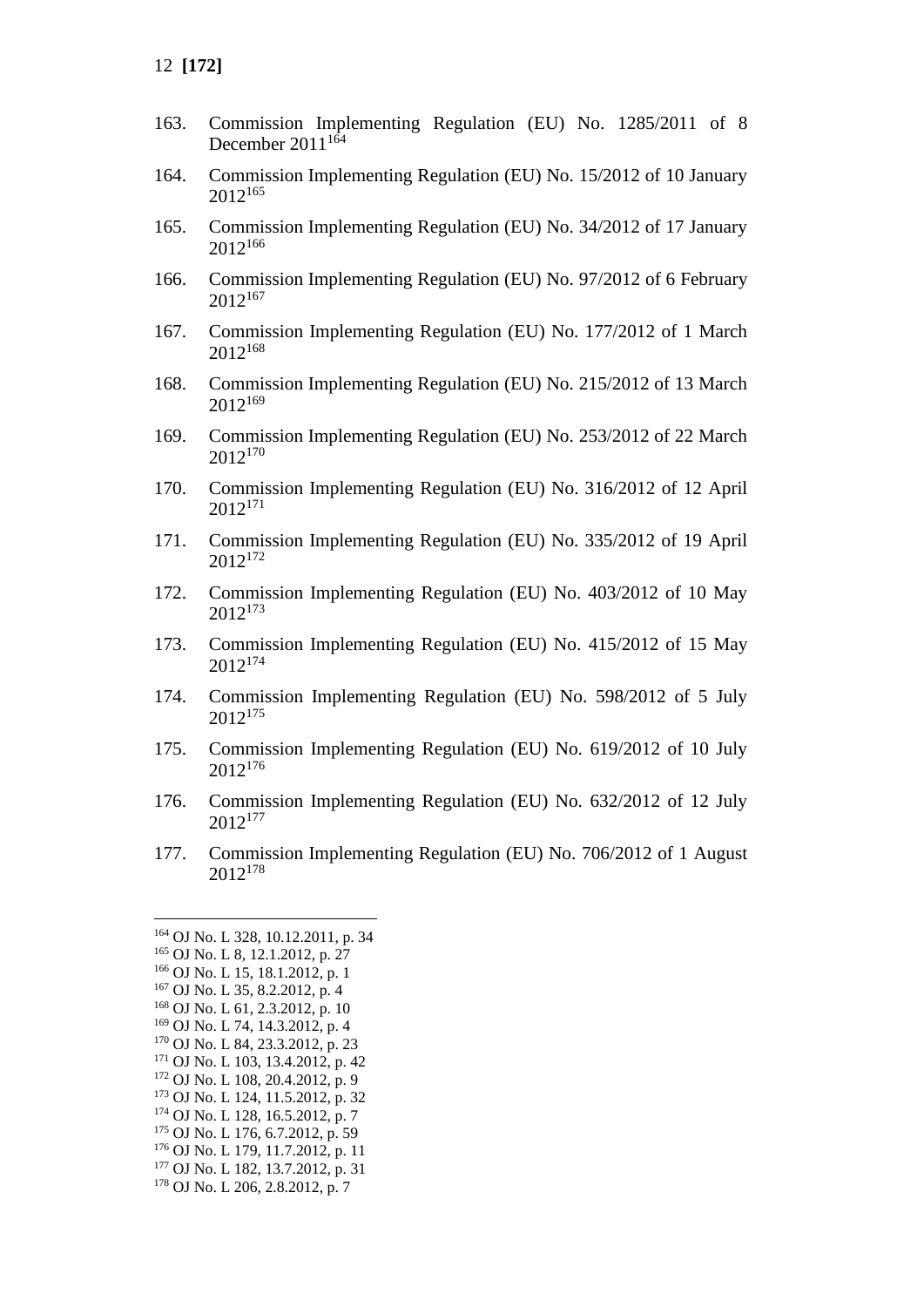163. Commission Implementing Regulation (EU) No. 1285/2011 of 8 December 2011[164]

164. Commission Implementing Regulation (EU) No. 15/2012 of 10 January 2012[165]

165. Commission Implementing Regulation (EU) No. 34/2012 of 17 January 2012[166]

166. Commission Implementing Regulation (EU) No. 97/2012 of 6 February 2012[167]

167. Commission Implementing Regulation (EU) No. 177/2012 of 1 March 2012[168]

168. Commission Implementing Regulation (EU) No. 215/2012 of 13 March 2012[169]

169. Commission Implementing Regulation (EU) No. 253/2012 of 22 March 2012[170]

170. Commission Implementing Regulation (EU) No. 316/2012 of 12 April 2012[171]

171. Commission Implementing Regulation (EU) No. 335/2012 of 19 April 2012[172]

172. Commission Implementing Regulation (EU) No. 403/2012 of 10 May 2012[173]

173. Commission Implementing Regulation (EU) No. 415/2012 of 15 May 2012[174]

174. Commission Implementing Regulation (EU) No. 598/2012 of 5 July 2012[175]

175. Commission Implementing Regulation (EU) No. 619/2012 of 10 July 2012[176]

176. Commission Implementing Regulation (EU) No. 632/2012 of 12 July 2012[177]

177. Commission Implementing Regulation (EU) No. 706/2012 of 1 August 2012[178]

---

[164] OJ No. L 328, 10.12.2011, p. 34
[165] OJ No. L 8, 12.1.2012, p. 27
[166] OJ No. L 15, 18.1.2012, p. 1
[167] OJ No. L 35, 8.2.2012, p. 4
[168] OJ No. L 61, 2.3.2012, p. 10
[169] OJ No. L 74, 14.3.2012, p. 4
[170] OJ No. L 84, 23.3.2012, p. 23
[171] OJ No. L 103, 13.4.2012, p. 42
[172] OJ No. L 108, 20.4.2012, p. 9
[173] OJ No. L 124, 11.5.2012, p. 32
[174] OJ No. L 128, 16.5.2012, p. 7
[175] OJ No. L 176, 6.7.2012, p. 59
[176] OJ No. L 179, 11.7.2012, p. 11
[177] OJ No. L 182, 13.7.2012, p. 31
[178] OJ No. L 206, 2.8.2012, p. 7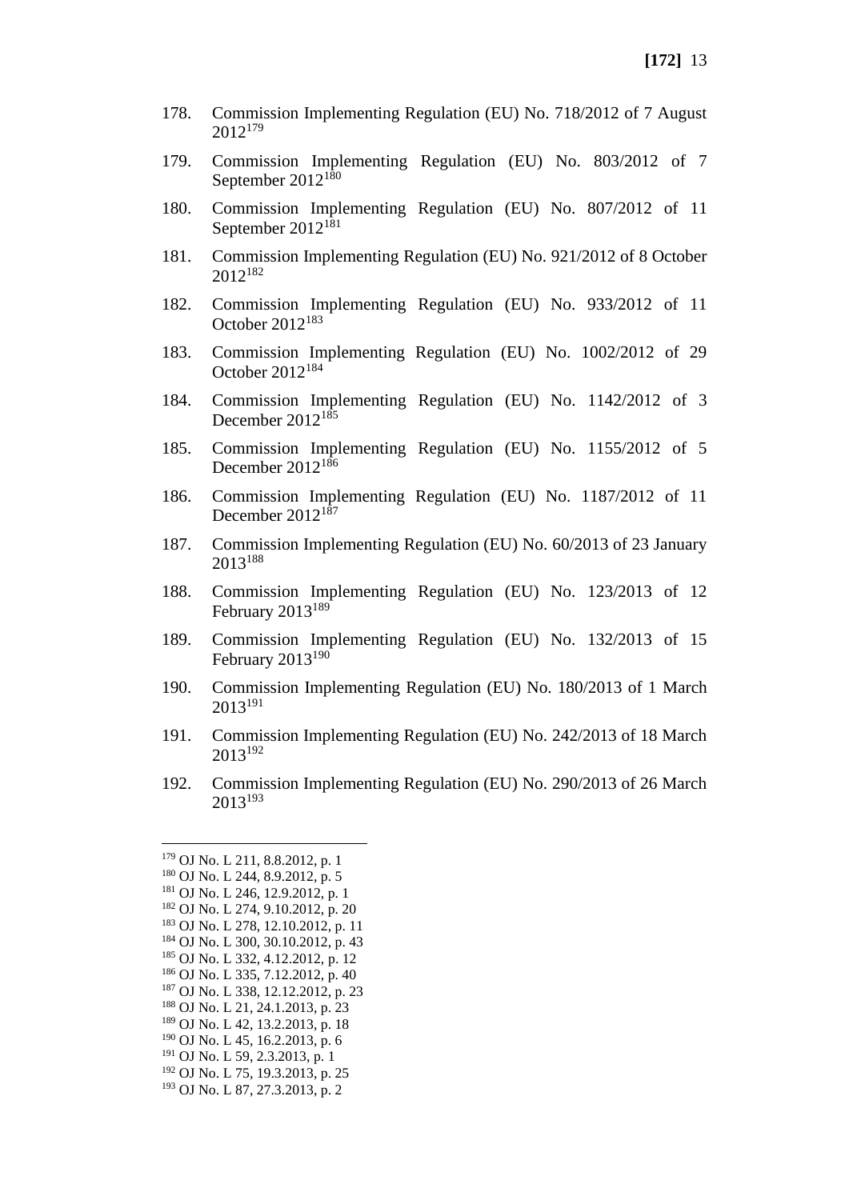178. Commission Implementing Regulation (EU) No. 718/2012 of 7 August 2012[179]

179. Commission Implementing Regulation (EU) No. 803/2012 of 7 September 2012[180]

180. Commission Implementing Regulation (EU) No. 807/2012 of 11 September 2012[181]

181. Commission Implementing Regulation (EU) No. 921/2012 of 8 October 2012[182]

182. Commission Implementing Regulation (EU) No. 933/2012 of 11 October 2012[183]

183. Commission Implementing Regulation (EU) No. 1002/2012 of 29 October 2012[184]

184. Commission Implementing Regulation (EU) No. 1142/2012 of 3 December 2012[185]

185. Commission Implementing Regulation (EU) No. 1155/2012 of 5 December 2012[186]

186. Commission Implementing Regulation (EU) No. 1187/2012 of 11 December 2012[187]

187. Commission Implementing Regulation (EU) No. 60/2013 of 23 January 2013[188]

188. Commission Implementing Regulation (EU) No. 123/2013 of 12 February 2013[189]

189. Commission Implementing Regulation (EU) No. 132/2013 of 15 February 2013[190]

190. Commission Implementing Regulation (EU) No. 180/2013 of 1 March 2013[191]

191. Commission Implementing Regulation (EU) No. 242/2013 of 18 March 2013[192]

192. Commission Implementing Regulation (EU) No. 290/2013 of 26 March 2013[193]

---

[179] OJ No. L 211, 8.8.2012, p. 1
[180] OJ No. L 244, 8.9.2012, p. 5
[181] OJ No. L 246, 12.9.2012, p. 1
[182] OJ No. L 274, 9.10.2012, p. 20
[183] OJ No. L 278, 12.10.2012, p. 11
[184] OJ No. L 300, 30.10.2012, p. 43
[185] OJ No. L 332, 4.12.2012, p. 12
[186] OJ No. L 335, 7.12.2012, p. 40
[187] OJ No. L 338, 12.12.2012, p. 23
[188] OJ No. L 21, 24.1.2013, p. 23
[189] OJ No. L 42, 13.2.2013, p. 18
[190] OJ No. L 45, 16.2.2013, p. 6
[191] OJ No. L 59, 2.3.2013, p. 1
[192] OJ No. L 75, 19.3.2013, p. 25
[193] OJ No. L 87, 27.3.2013, p. 2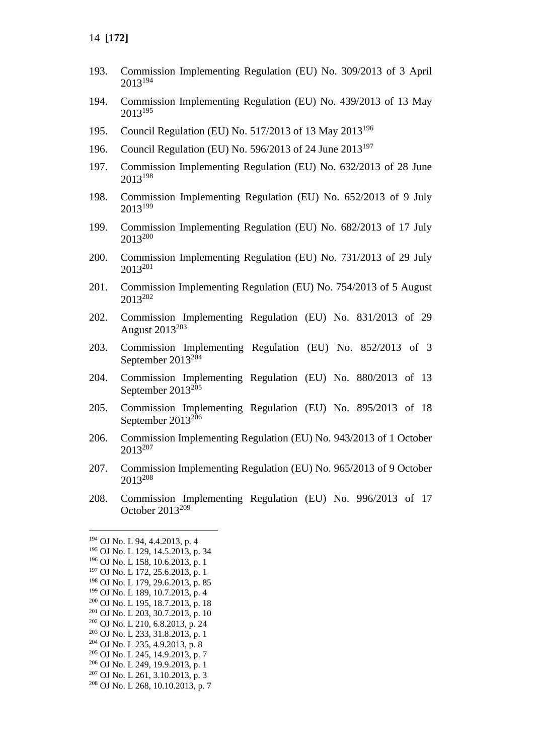193. Commission Implementing Regulation (EU) No. 309/2013 of 3 April 2013[194]

194. Commission Implementing Regulation (EU) No. 439/2013 of 13 May 2013[195]

195. Council Regulation (EU) No. 517/2013 of 13 May 2013[196]

196. Council Regulation (EU) No. 596/2013 of 24 June 2013[197]

197. Commission Implementing Regulation (EU) No. 632/2013 of 28 June 2013[198]

198. Commission Implementing Regulation (EU) No. 652/2013 of 9 July 2013[199]

199. Commission Implementing Regulation (EU) No. 682/2013 of 17 July 2013[200]

200. Commission Implementing Regulation (EU) No. 731/2013 of 29 July 2013[201]

201. Commission Implementing Regulation (EU) No. 754/2013 of 5 August 2013[202]

202. Commission Implementing Regulation (EU) No. 831/2013 of 29 August 2013[203]

203. Commission Implementing Regulation (EU) No. 852/2013 of 3 September 2013[204]

204. Commission Implementing Regulation (EU) No. 880/2013 of 13 September 2013[205]

205. Commission Implementing Regulation (EU) No. 895/2013 of 18 September 2013[206]

206. Commission Implementing Regulation (EU) No. 943/2013 of 1 October 2013[207]

207. Commission Implementing Regulation (EU) No. 965/2013 of 9 October 2013[208]

208. Commission Implementing Regulation (EU) No. 996/2013 of 17 October 2013[209]

---

[194] OJ No. L 94, 4.4.2013, p. 4
[195] OJ No. L 129, 14.5.2013, p. 34
[196] OJ No. L 158, 10.6.2013, p. 1
[197] OJ No. L 172, 25.6.2013, p. 1
[198] OJ No. L 179, 29.6.2013, p. 85
[199] OJ No. L 189, 10.7.2013, p. 4
[200] OJ No. L 195, 18.7.2013, p. 18
[201] OJ No. L 203, 30.7.2013, p. 10
[202] OJ No. L 210, 6.8.2013, p. 24
[203] OJ No. L 233, 31.8.2013, p. 1
[204] OJ No. L 235, 4.9.2013, p. 8
[205] OJ No. L 245, 14.9.2013, p. 7
[206] OJ No. L 249, 19.9.2013, p. 1
[207] OJ No. L 261, 3.10.2013, p. 3
[208] OJ No. L 268, 10.10.2013, p. 7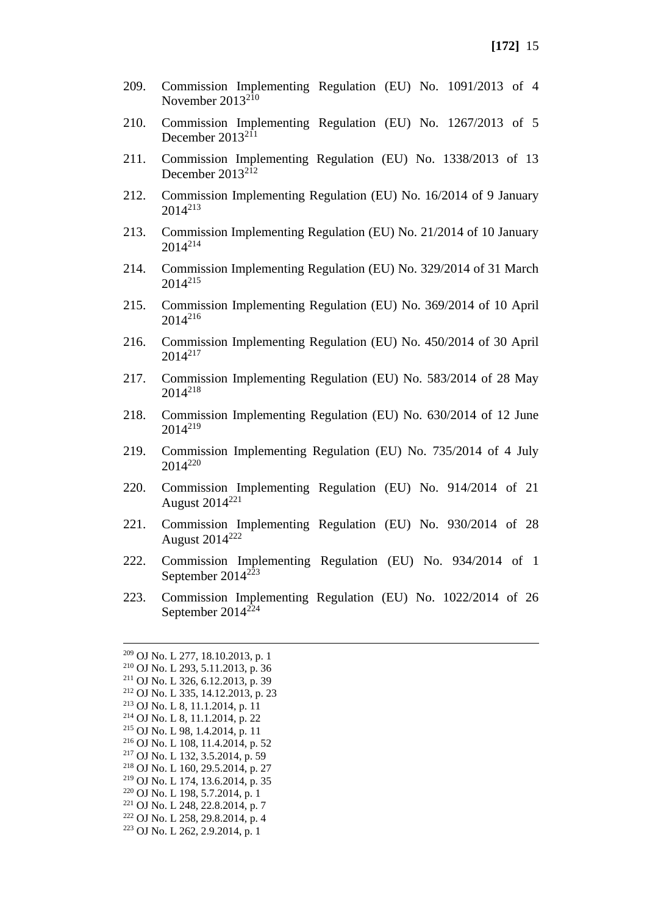209. Commission Implementing Regulation (EU) No. 1091/2013 of 4 November 2013[210]

210. Commission Implementing Regulation (EU) No. 1267/2013 of 5 December 2013[211]

211. Commission Implementing Regulation (EU) No. 1338/2013 of 13 December 2013[212]

212. Commission Implementing Regulation (EU) No. 16/2014 of 9 January 2014[213]

213. Commission Implementing Regulation (EU) No. 21/2014 of 10 January 2014[214]

214. Commission Implementing Regulation (EU) No. 329/2014 of 31 March 2014[215]

215. Commission Implementing Regulation (EU) No. 369/2014 of 10 April 2014[216]

216. Commission Implementing Regulation (EU) No. 450/2014 of 30 April 2014[217]

217. Commission Implementing Regulation (EU) No. 583/2014 of 28 May 2014[218]

218. Commission Implementing Regulation (EU) No. 630/2014 of 12 June 2014[219]

219. Commission Implementing Regulation (EU) No. 735/2014 of 4 July 2014[220]

220. Commission Implementing Regulation (EU) No. 914/2014 of 21 August 2014[221]

221. Commission Implementing Regulation (EU) No. 930/2014 of 28 August 2014[222]

222. Commission Implementing Regulation (EU) No. 934/2014 of 1 September 2014[223]

223. Commission Implementing Regulation (EU) No. 1022/2014 of 26 September 2014[224]

---

[209] OJ No. L 277, 18.10.2013, p. 1
[210] OJ No. L 293, 5.11.2013, p. 36
[211] OJ No. L 326, 6.12.2013, p. 39
[212] OJ No. L 335, 14.12.2013, p. 23
[213] OJ No. L 8, 11.1.2014, p. 11
[214] OJ No. L 8, 11.1.2014, p. 22
[215] OJ No. L 98, 1.4.2014, p. 11
[216] OJ No. L 108, 11.4.2014, p. 52
[217] OJ No. L 132, 3.5.2014, p. 59
[218] OJ No. L 160, 29.5.2014, p. 27
[219] OJ No. L 174, 13.6.2014, p. 35
[220] OJ No. L 198, 5.7.2014, p. 1
[221] OJ No. L 248, 22.8.2014, p. 7
[222] OJ No. L 258, 29.8.2014, p. 4
[223] OJ No. L 262, 2.9.2014, p. 1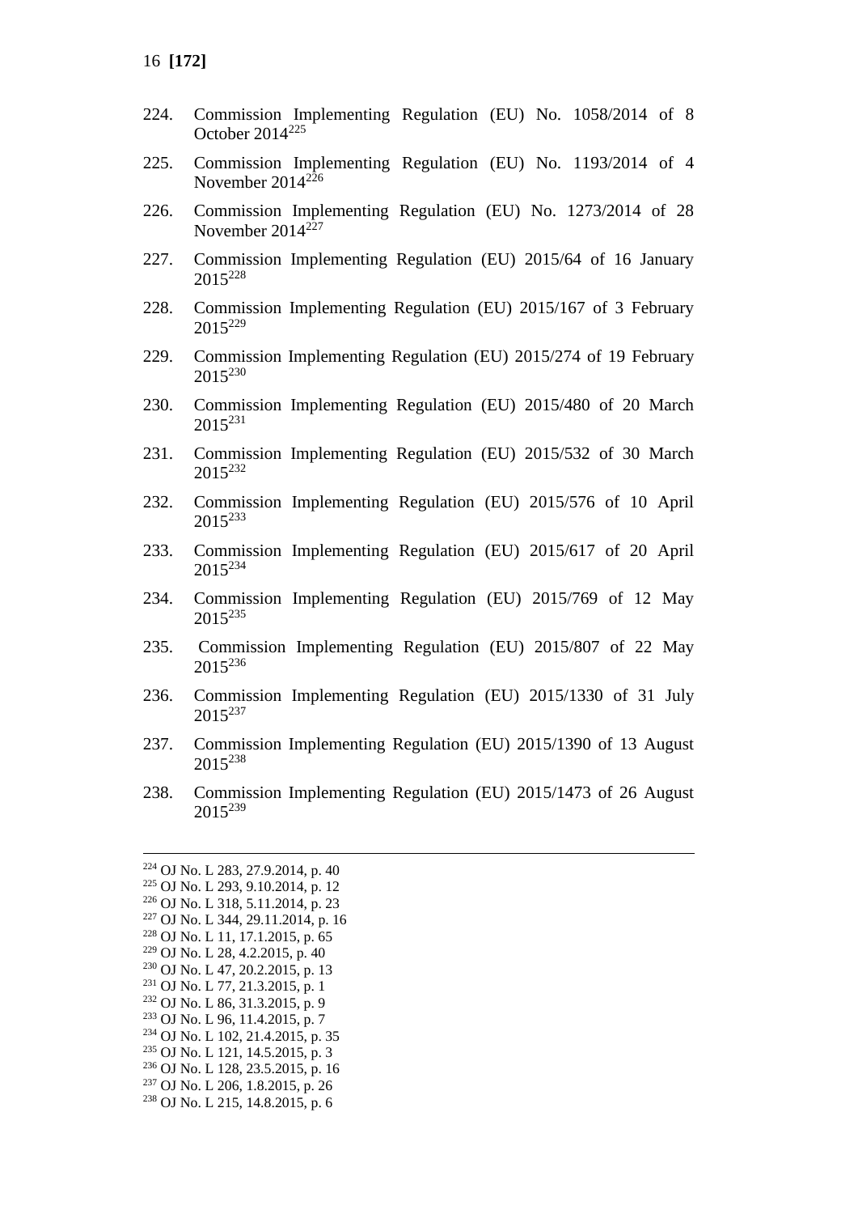224. Commission Implementing Regulation (EU) No. 1058/2014 of 8 October 2014[225]

225. Commission Implementing Regulation (EU) No. 1193/2014 of 4 November 2014[226]

226. Commission Implementing Regulation (EU) No. 1273/2014 of 28 November 2014[227]

227. Commission Implementing Regulation (EU) 2015/64 of 16 January 2015[228]

228. Commission Implementing Regulation (EU) 2015/167 of 3 February 2015[229]

229. Commission Implementing Regulation (EU) 2015/274 of 19 February 2015[230]

230. Commission Implementing Regulation (EU) 2015/480 of 20 March 2015[231]

231. Commission Implementing Regulation (EU) 2015/532 of 30 March 2015[232]

232. Commission Implementing Regulation (EU) 2015/576 of 10 April 2015[233]

233. Commission Implementing Regulation (EU) 2015/617 of 20 April 2015[234]

234. Commission Implementing Regulation (EU) 2015/769 of 12 May 2015[235]

235. Commission Implementing Regulation (EU) 2015/807 of 22 May 2015[236]

236. Commission Implementing Regulation (EU) 2015/1330 of 31 July 2015[237]

237. Commission Implementing Regulation (EU) 2015/1390 of 13 August 2015[238]

238. Commission Implementing Regulation (EU) 2015/1473 of 26 August 2015[239]

---

[224] OJ No. L 283, 27.9.2014, p. 40
[225] OJ No. L 293, 9.10.2014, p. 12
[226] OJ No. L 318, 5.11.2014, p. 23
[227] OJ No. L 344, 29.11.2014, p. 16
[228] OJ No. L 11, 17.1.2015, p. 65
[229] OJ No. L 28, 4.2.2015, p. 40
[230] OJ No. L 47, 20.2.2015, p. 13
[231] OJ No. L 77, 21.3.2015, p. 1
[232] OJ No. L 86, 31.3.2015, p. 9
[233] OJ No. L 96, 11.4.2015, p. 7
[234] OJ No. L 102, 21.4.2015, p. 35
[235] OJ No. L 121, 14.5.2015, p. 3
[236] OJ No. L 128, 23.5.2015, p. 16
[237] OJ No. L 206, 1.8.2015, p. 26
[238] OJ No. L 215, 14.8.2015, p. 6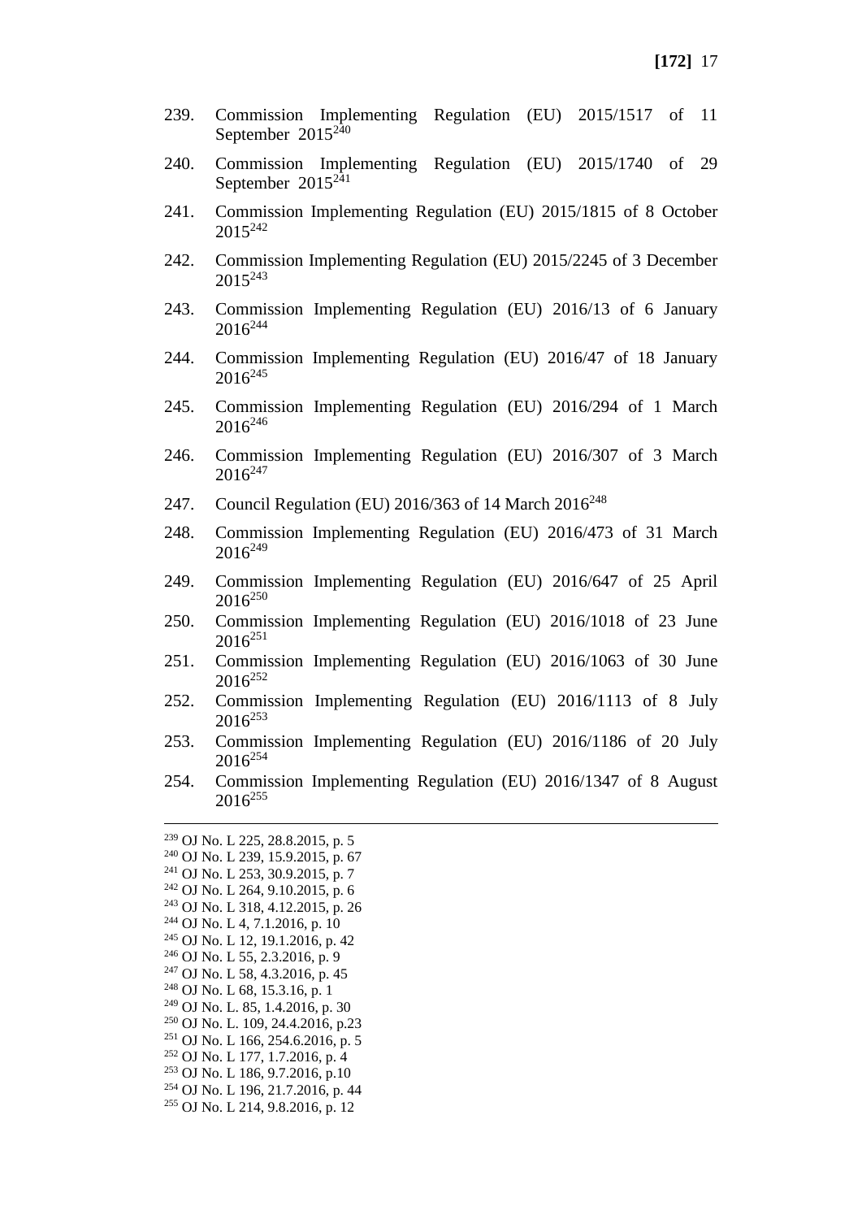239. Commission Implementing Regulation (EU) 2015/1517 of 11 September 2015[240]

240. Commission Implementing Regulation (EU) 2015/1740 of 29 September 2015[241]

241. Commission Implementing Regulation (EU) 2015/1815 of 8 October 2015[242]

242. Commission Implementing Regulation (EU) 2015/2245 of 3 December 2015[243]

243. Commission Implementing Regulation (EU) 2016/13 of 6 January 2016[244]

244. Commission Implementing Regulation (EU) 2016/47 of 18 January 2016[245]

245. Commission Implementing Regulation (EU) 2016/294 of 1 March 2016[246]

246. Commission Implementing Regulation (EU) 2016/307 of 3 March 2016[247]

247. Council Regulation (EU) 2016/363 of 14 March 2016[248]

248. Commission Implementing Regulation (EU) 2016/473 of 31 March 2016[249]

249. Commission Implementing Regulation (EU) 2016/647 of 25 April 2016[250]

250. Commission Implementing Regulation (EU) 2016/1018 of 23 June 2016[251]

251. Commission Implementing Regulation (EU) 2016/1063 of 30 June 2016[252]

252. Commission Implementing Regulation (EU) 2016/1113 of 8 July 2016[253]

253. Commission Implementing Regulation (EU) 2016/1186 of 20 July 2016[254]

254. Commission Implementing Regulation (EU) 2016/1347 of 8 August 2016[255]

---

[239] OJ No. L 225, 28.8.2015, p. 5
[240] OJ No. L 239, 15.9.2015, p. 67
[241] OJ No. L 253, 30.9.2015, p. 7
[242] OJ No. L 264, 9.10.2015, p. 6
[243] OJ No. L 318, 4.12.2015, p. 26
[244] OJ No. L 4, 7.1.2016, p. 10
[245] OJ No. L 12, 19.1.2016, p. 42
[246] OJ No. L 55, 2.3.2016, p. 9
[247] OJ No. L 58, 4.3.2016, p. 45
[248] OJ No. L 68, 15.3.16, p. 1
[249] OJ No. L. 85, 1.4.2016, p. 30
[250] OJ No. L. 109, 24.4.2016, p.23
[251] OJ No. L 166, 254.6.2016, p. 5
[252] OJ No. L 177, 1.7.2016, p. 4
[253] OJ No. L 186, 9.7.2016, p.10
[254] OJ No. L 196, 21.7.2016, p. 44
[255] OJ No. L 214, 9.8.2016, p. 12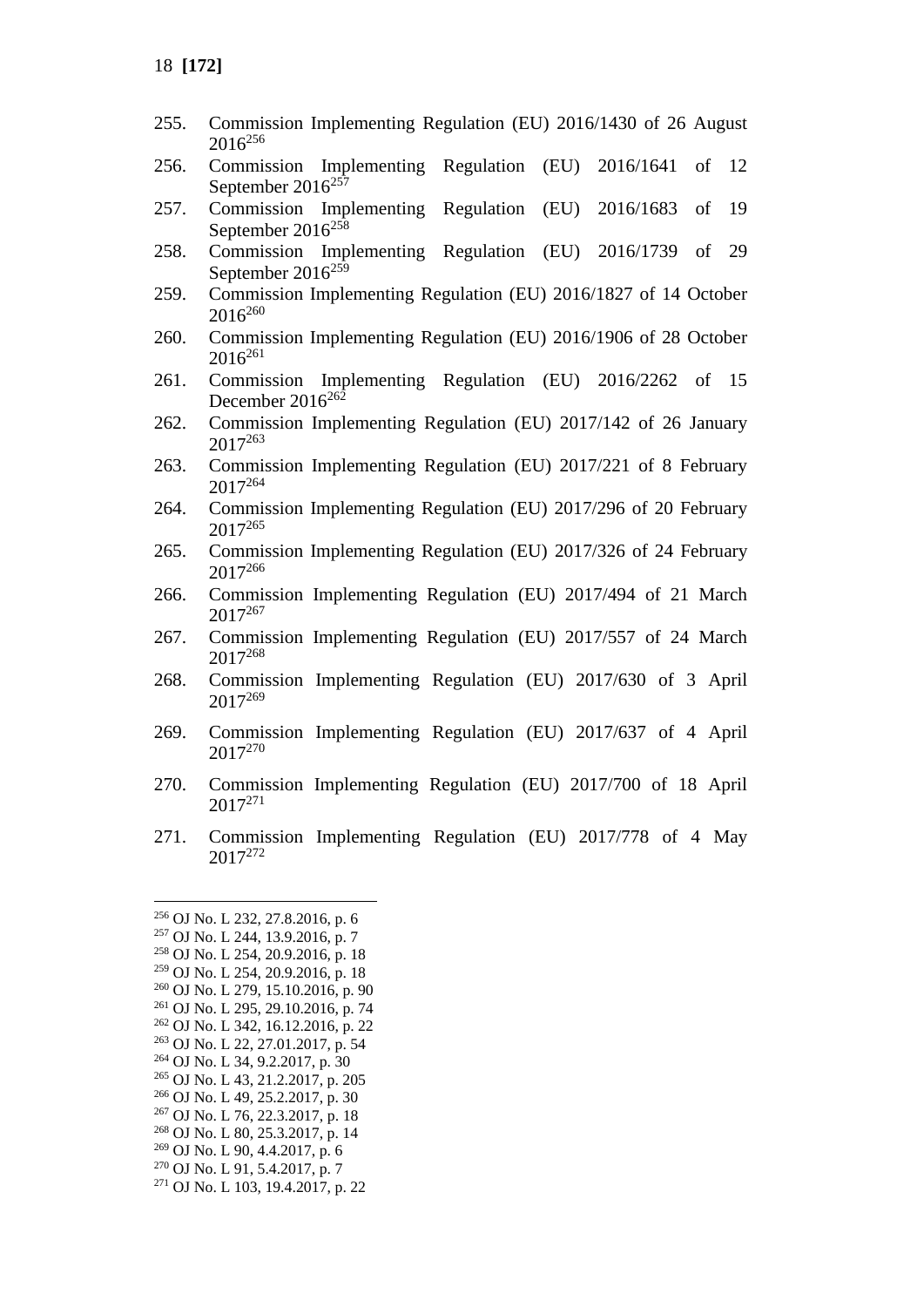255. Commission Implementing Regulation (EU) 2016/1430 of 26 August 2016[256]
256. Commission Implementing Regulation (EU) 2016/1641 of 12 September 2016[257]
257. Commission Implementing Regulation (EU) 2016/1683 of 19 September 2016[258]
258. Commission Implementing Regulation (EU) 2016/1739 of 29 September 2016[259]
259. Commission Implementing Regulation (EU) 2016/1827 of 14 October 2016[260]
260. Commission Implementing Regulation (EU) 2016/1906 of 28 October 2016[261]
261. Commission Implementing Regulation (EU) 2016/2262 of 15 December 2016[262]
262. Commission Implementing Regulation (EU) 2017/142 of 26 January 2017[263]
263. Commission Implementing Regulation (EU) 2017/221 of 8 February 2017[264]
264. Commission Implementing Regulation (EU) 2017/296 of 20 February 2017[265]
265. Commission Implementing Regulation (EU) 2017/326 of 24 February 2017[266]
266. Commission Implementing Regulation (EU) 2017/494 of 21 March 2017[267]
267. Commission Implementing Regulation (EU) 2017/557 of 24 March 2017[268]
268. Commission Implementing Regulation (EU) 2017/630 of 3 April 2017[269]
269. Commission Implementing Regulation (EU) 2017/637 of 4 April 2017[270]
270. Commission Implementing Regulation (EU) 2017/700 of 18 April 2017[271]
271. Commission Implementing Regulation (EU) 2017/778 of 4 May 2017[272]

---

[256] OJ No. L 232, 27.8.2016, p. 6
[257] OJ No. L 244, 13.9.2016, p. 7
[258] OJ No. L 254, 20.9.2016, p. 18
[259] OJ No. L 254, 20.9.2016, p. 18
[260] OJ No. L 279, 15.10.2016, p. 90
[261] OJ No. L 295, 29.10.2016, p. 74
[262] OJ No. L 342, 16.12.2016, p. 22
[263] OJ No. L 22, 27.01.2017, p. 54
[264] OJ No. L 34, 9.2.2017, p. 30
[265] OJ No. L 43, 21.2.2017, p. 205
[266] OJ No. L 49, 25.2.2017, p. 30
[267] OJ No. L 76, 22.3.2017, p. 18
[268] OJ No. L 80, 25.3.2017, p. 14
[269] OJ No. L 90, 4.4.2017, p. 6
[270] OJ No. L 91, 5.4.2017, p. 7
[271] OJ No. L 103, 19.4.2017, p. 22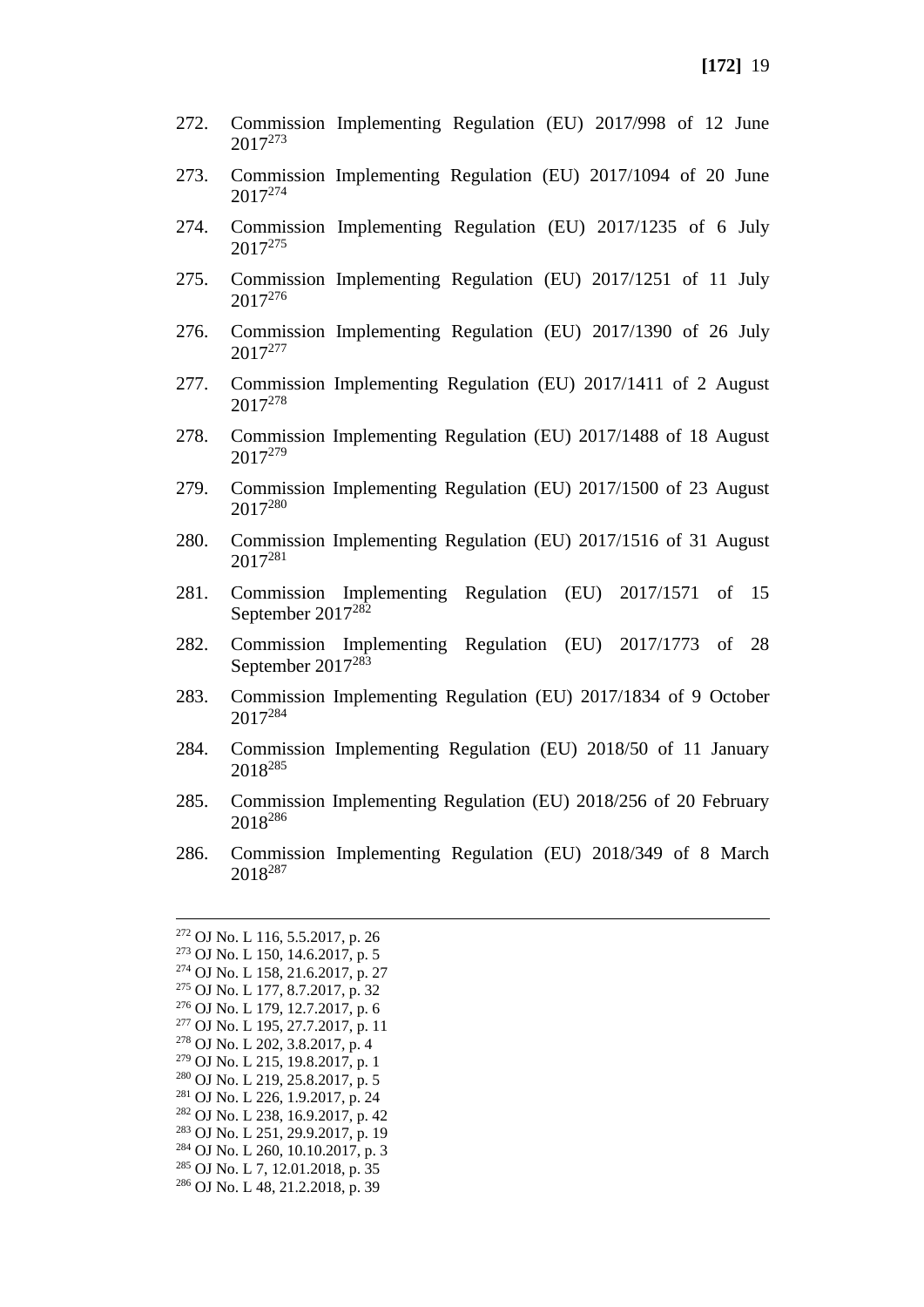272. Commission Implementing Regulation (EU) 2017/998 of 12 June 2017[273]

273. Commission Implementing Regulation (EU) 2017/1094 of 20 June 2017[274]

274. Commission Implementing Regulation (EU) 2017/1235 of 6 July 2017[275]

275. Commission Implementing Regulation (EU) 2017/1251 of 11 July 2017[276]

276. Commission Implementing Regulation (EU) 2017/1390 of 26 July 2017[277]

277. Commission Implementing Regulation (EU) 2017/1411 of 2 August 2017[278]

278. Commission Implementing Regulation (EU) 2017/1488 of 18 August 2017[279]

279. Commission Implementing Regulation (EU) 2017/1500 of 23 August 2017[280]

280. Commission Implementing Regulation (EU) 2017/1516 of 31 August 2017[281]

281. Commission Implementing Regulation (EU) 2017/1571 of 15 September 2017[282]

282. Commission Implementing Regulation (EU) 2017/1773 of 28 September 2017[283]

283. Commission Implementing Regulation (EU) 2017/1834 of 9 October 2017[284]

284. Commission Implementing Regulation (EU) 2018/50 of 11 January 2018[285]

285. Commission Implementing Regulation (EU) 2018/256 of 20 February 2018[286]

286. Commission Implementing Regulation (EU) 2018/349 of 8 March 2018[287]

---

[272] OJ No. L 116, 5.5.2017, p. 26
[273] OJ No. L 150, 14.6.2017, p. 5
[274] OJ No. L 158, 21.6.2017, p. 27
[275] OJ No. L 177, 8.7.2017, p. 32
[276] OJ No. L 179, 12.7.2017, p. 6
[277] OJ No. L 195, 27.7.2017, p. 11
[278] OJ No. L 202, 3.8.2017, p. 4
[279] OJ No. L 215, 19.8.2017, p. 1
[280] OJ No. L 219, 25.8.2017, p. 5
[281] OJ No. L 226, 1.9.2017, p. 24
[282] OJ No. L 238, 16.9.2017, p. 42
[283] OJ No. L 251, 29.9.2017, p. 19
[284] OJ No. L 260, 10.10.2017, p. 3
[285] OJ No. L 7, 12.01.2018, p. 35
[286] OJ No. L 48, 21.2.2018, p. 39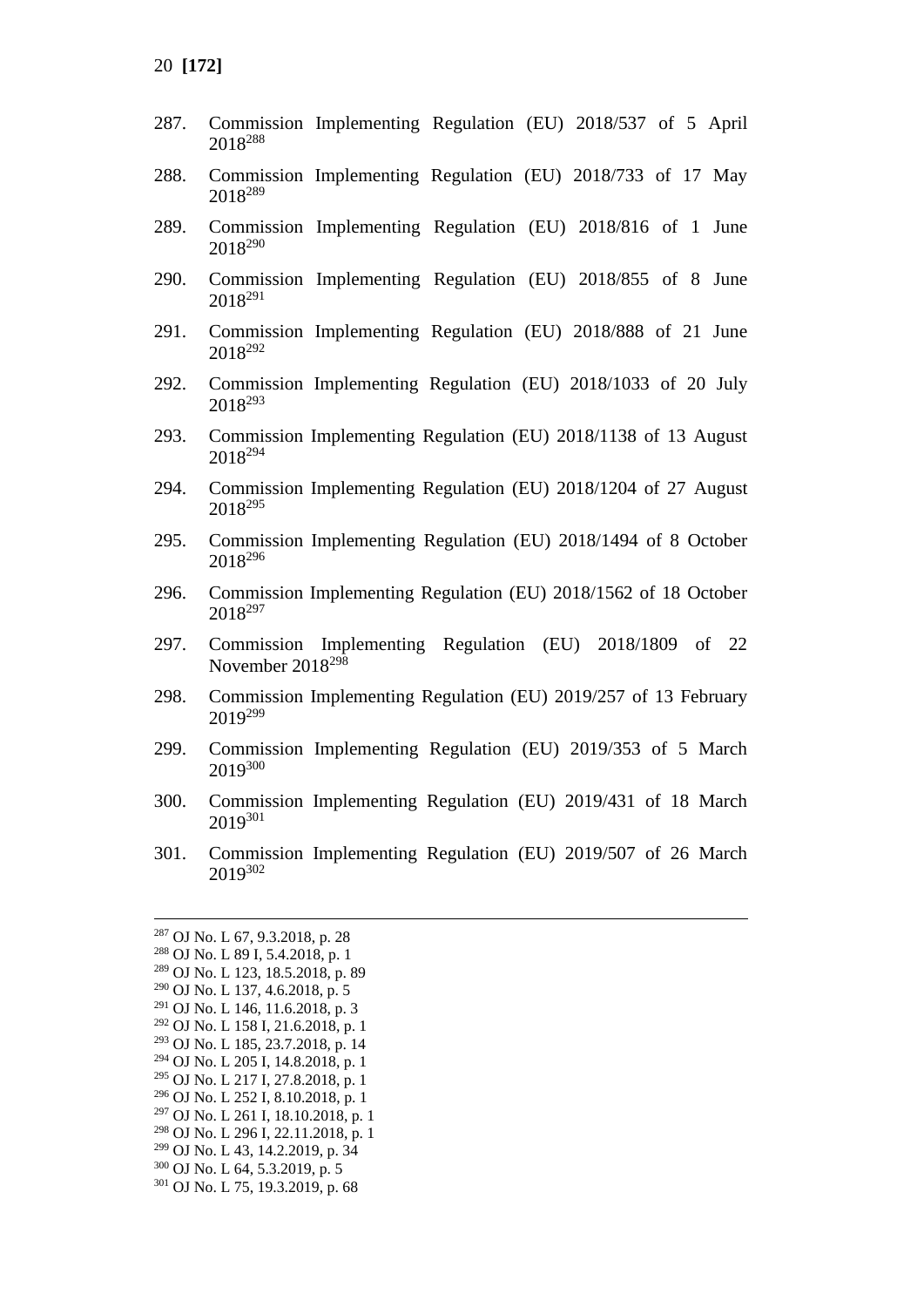287. Commission Implementing Regulation (EU) 2018/537 of 5 April 2018[288]

288. Commission Implementing Regulation (EU) 2018/733 of 17 May 2018[289]

289. Commission Implementing Regulation (EU) 2018/816 of 1 June 2018[290]

290. Commission Implementing Regulation (EU) 2018/855 of 8 June 2018[291]

291. Commission Implementing Regulation (EU) 2018/888 of 21 June 2018[292]

292. Commission Implementing Regulation (EU) 2018/1033 of 20 July 2018[293]

293. Commission Implementing Regulation (EU) 2018/1138 of 13 August 2018[294]

294. Commission Implementing Regulation (EU) 2018/1204 of 27 August 2018[295]

295. Commission Implementing Regulation (EU) 2018/1494 of 8 October 2018[296]

296. Commission Implementing Regulation (EU) 2018/1562 of 18 October 2018[297]

297. Commission Implementing Regulation (EU) 2018/1809 of 22 November 2018[298]

298. Commission Implementing Regulation (EU) 2019/257 of 13 February 2019[299]

299. Commission Implementing Regulation (EU) 2019/353 of 5 March 2019[300]

300. Commission Implementing Regulation (EU) 2019/431 of 18 March 2019[301]

301. Commission Implementing Regulation (EU) 2019/507 of 26 March 2019[302]

---

[287] OJ No. L 67, 9.3.2018, p. 28
[288] OJ No. L 89 I, 5.4.2018, p. 1
[289] OJ No. L 123, 18.5.2018, p. 89
[290] OJ No. L 137, 4.6.2018, p. 5
[291] OJ No. L 146, 11.6.2018, p. 3
[292] OJ No. L 158 I, 21.6.2018, p. 1
[293] OJ No. L 185, 23.7.2018, p. 14
[294] OJ No. L 205 I, 14.8.2018, p. 1
[295] OJ No. L 217 I, 27.8.2018, p. 1
[296] OJ No. L 252 I, 8.10.2018, p. 1
[297] OJ No. L 261 I, 18.10.2018, p. 1
[298] OJ No. L 296 I, 22.11.2018, p. 1
[299] OJ No. L 43, 14.2.2019, p. 34
[300] OJ No. L 64, 5.3.2019, p. 5
[301] OJ No. L 75, 19.3.2019, p. 68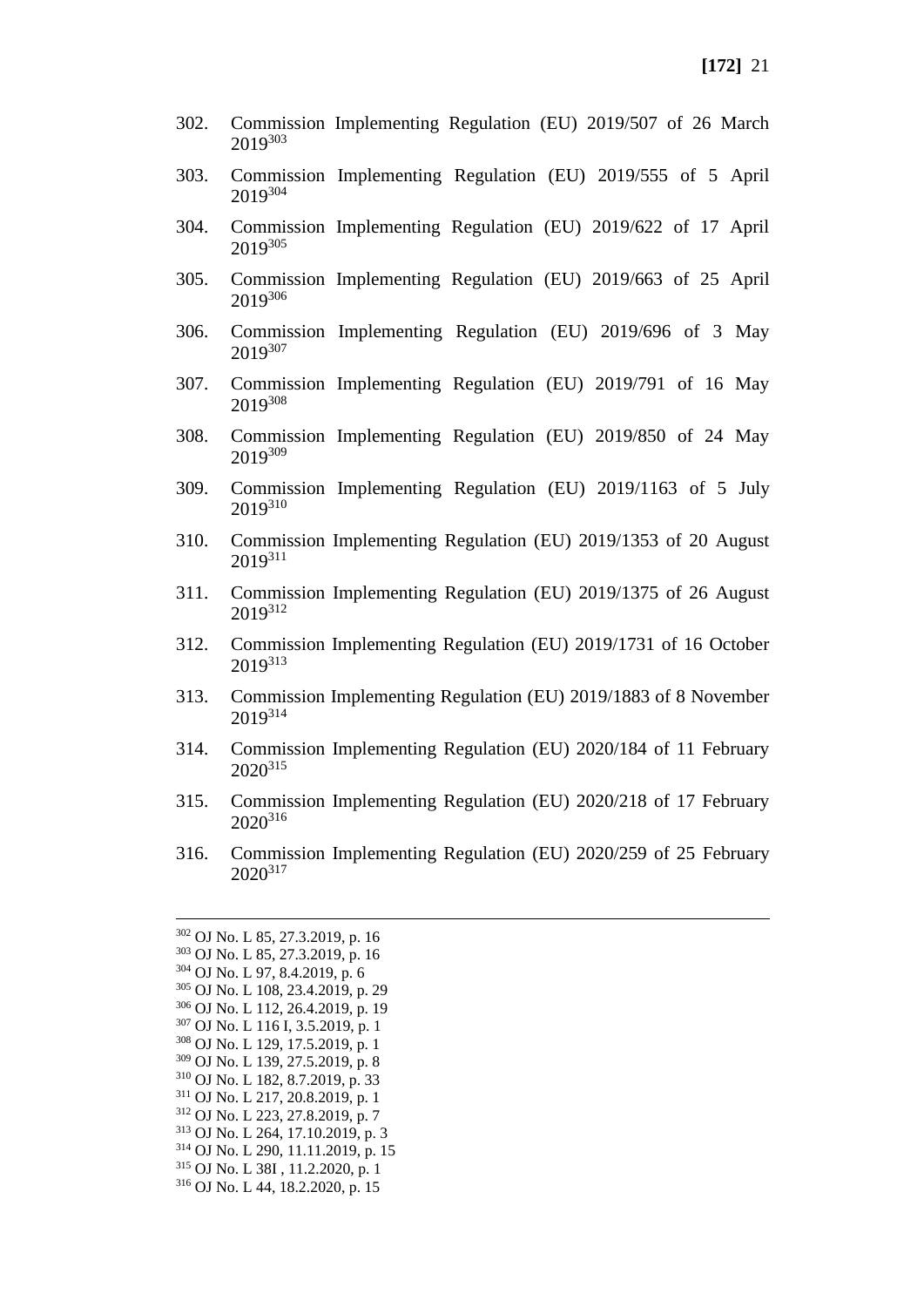302. Commission Implementing Regulation (EU) 2019/507 of 26 March 2019[303]

303. Commission Implementing Regulation (EU) 2019/555 of 5 April 2019[304]

304. Commission Implementing Regulation (EU) 2019/622 of 17 April 2019[305]

305. Commission Implementing Regulation (EU) 2019/663 of 25 April 2019[306]

306. Commission Implementing Regulation (EU) 2019/696 of 3 May 2019[307]

307. Commission Implementing Regulation (EU) 2019/791 of 16 May 2019[308]

308. Commission Implementing Regulation (EU) 2019/850 of 24 May 2019[309]

309. Commission Implementing Regulation (EU) 2019/1163 of 5 July 2019[310]

310. Commission Implementing Regulation (EU) 2019/1353 of 20 August 2019[311]

311. Commission Implementing Regulation (EU) 2019/1375 of 26 August 2019[312]

312. Commission Implementing Regulation (EU) 2019/1731 of 16 October 2019[313]

313. Commission Implementing Regulation (EU) 2019/1883 of 8 November 2019[314]

314. Commission Implementing Regulation (EU) 2020/184 of 11 February 2020[315]

315. Commission Implementing Regulation (EU) 2020/218 of 17 February 2020[316]

316. Commission Implementing Regulation (EU) 2020/259 of 25 February 2020[317]

---

[302] OJ No. L 85, 27.3.2019, p. 16
[303] OJ No. L 85, 27.3.2019, p. 16
[304] OJ No. L 97, 8.4.2019, p. 6
[305] OJ No. L 108, 23.4.2019, p. 29
[306] OJ No. L 112, 26.4.2019, p. 19
[307] OJ No. L 116 I, 3.5.2019, p. 1
[308] OJ No. L 129, 17.5.2019, p. 1
[309] OJ No. L 139, 27.5.2019, p. 8
[310] OJ No. L 182, 8.7.2019, p. 33
[311] OJ No. L 217, 20.8.2019, p. 1
[312] OJ No. L 223, 27.8.2019, p. 7
[313] OJ No. L 264, 17.10.2019, p. 3
[314] OJ No. L 290, 11.11.2019, p. 15
[315] OJ No. L 38I , 11.2.2020, p. 1
[316] OJ No. L 44, 18.2.2020, p. 15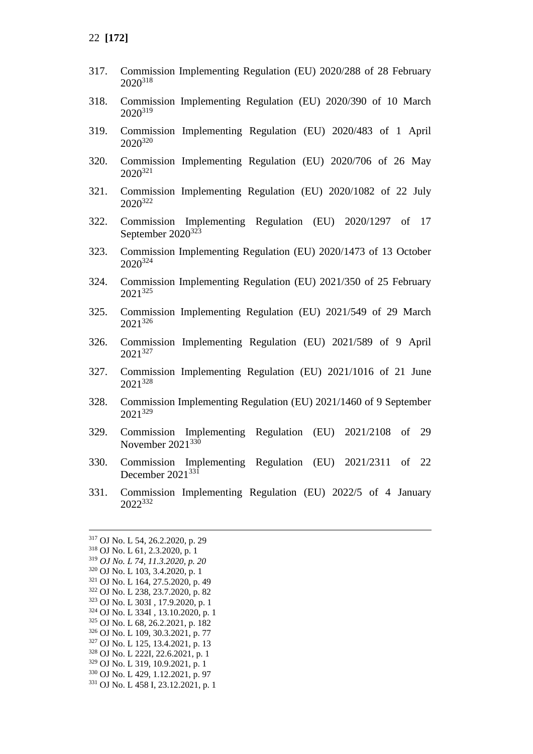317. Commission Implementing Regulation (EU) 2020/288 of 28 February 2020[318]

318. Commission Implementing Regulation (EU) 2020/390 of 10 March 2020[319]

319. Commission Implementing Regulation (EU) 2020/483 of 1 April 2020[320]

320. Commission Implementing Regulation (EU) 2020/706 of 26 May 2020[321]

321. Commission Implementing Regulation (EU) 2020/1082 of 22 July 2020[322]

322. Commission Implementing Regulation (EU) 2020/1297 of 17 September 2020[323]

323. Commission Implementing Regulation (EU) 2020/1473 of 13 October 2020[324]

324. Commission Implementing Regulation (EU) 2021/350 of 25 February 2021[325]

325. Commission Implementing Regulation (EU) 2021/549 of 29 March 2021[326]

326. Commission Implementing Regulation (EU) 2021/589 of 9 April 2021[327]

327. Commission Implementing Regulation (EU) 2021/1016 of 21 June 2021[328]

328. Commission Implementing Regulation (EU) 2021/1460 of 9 September 2021[329]

329. Commission Implementing Regulation (EU) 2021/2108 of 29 November 2021[330]

330. Commission Implementing Regulation (EU) 2021/2311 of 22 December 2021[331]

331. Commission Implementing Regulation (EU) 2022/5 of 4 January 2022[332]

---

[317] OJ No. L 54, 26.2.2020, p. 29
[318] OJ No. L 61, 2.3.2020, p. 1
[319] *OJ No. L 74, 11.3.2020, p. 20*
[320] OJ No. L 103, 3.4.2020, p. 1
[321] OJ No. L 164, 27.5.2020, p. 49
[322] OJ No. L 238, 23.7.2020, p. 82
[323] OJ No. L 303I , 17.9.2020, p. 1
[324] OJ No. L 334I , 13.10.2020, p. 1
[325] OJ No. L 68, 26.2.2021, p. 182
[326] OJ No. L 109, 30.3.2021, p. 77
[327] OJ No. L 125, 13.4.2021, p. 13
[328] OJ No. L 222I, 22.6.2021, p. 1
[329] OJ No. L 319, 10.9.2021, p. 1
[330] OJ No. L 429, 1.12.2021, p. 97
[331] OJ No. L 458 I, 23.12.2021, p. 1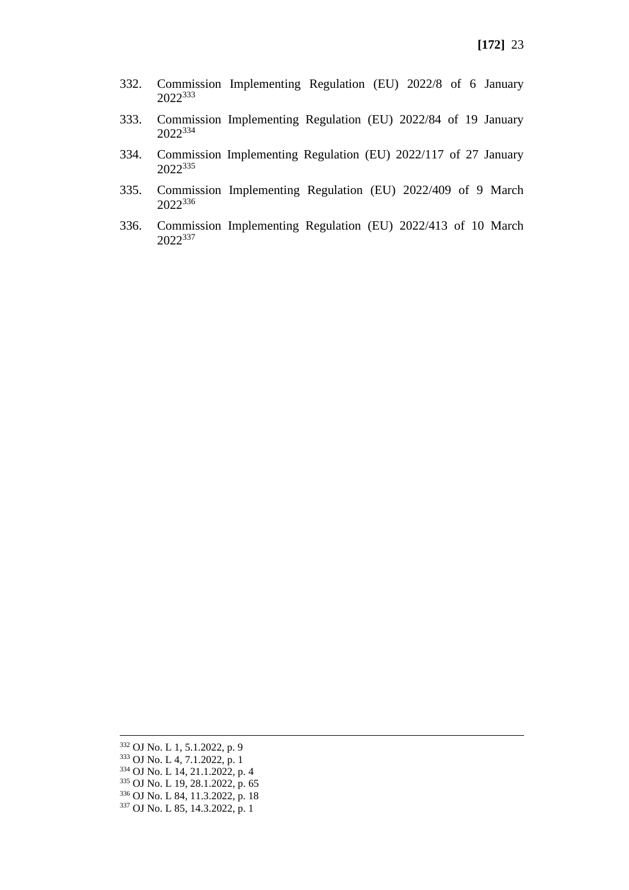332. Commission Implementing Regulation (EU) 2022/8 of 6 January 2022[333]

333. Commission Implementing Regulation (EU) 2022/84 of 19 January 2022[334]

334. Commission Implementing Regulation (EU) 2022/117 of 27 January 2022[335]

335. Commission Implementing Regulation (EU) 2022/409 of 9 March 2022[336]

336. Commission Implementing Regulation (EU) 2022/413 of 10 March 2022[337]

---

[332] OJ No. L 1, 5.1.2022, p. 9
[333] OJ No. L 4, 7.1.2022, p. 1
[334] OJ No. L 14, 21.1.2022, p. 4
[335] OJ No. L 19, 28.1.2022, p. 65
[336] OJ No. L 84, 11.3.2022, p. 18
[337] OJ No. L 85, 14.3.2022, p. 1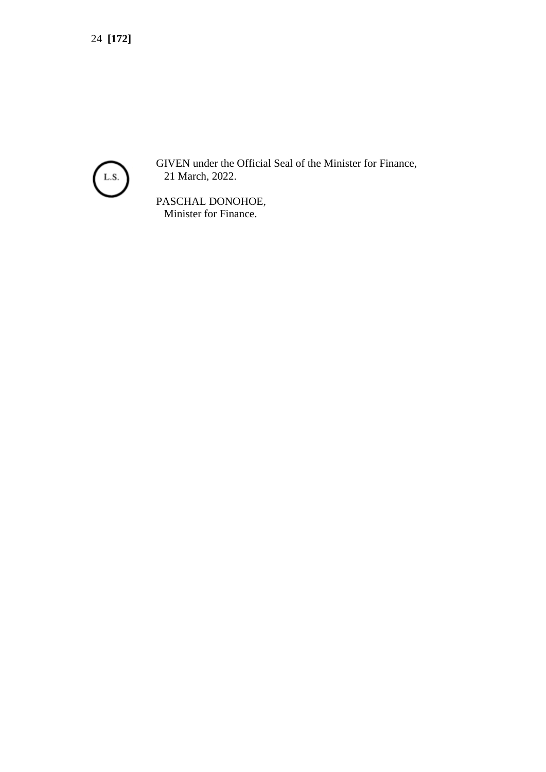L.S.

GIVEN under the Official Seal of the Minister for Finance,
21 March, 2022.

PASCHAL DONOHOE,
Minister for Finance.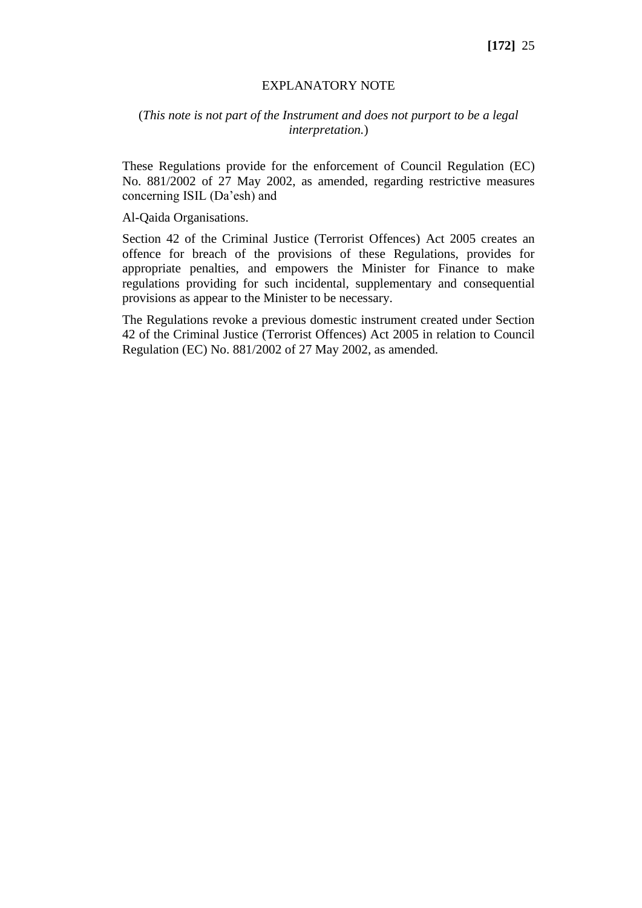## EXPLANATORY NOTE

(*This note is not part of the Instrument and does not purport to be a legal interpretation.*)

These Regulations provide for the enforcement of Council Regulation (EC) No. 881/2002 of 27 May 2002, as amended, regarding restrictive measures concerning ISIL (Da'esh) and

Al-Qaida Organisations.

Section 42 of the Criminal Justice (Terrorist Offences) Act 2005 creates an offence for breach of the provisions of these Regulations, provides for appropriate penalties, and empowers the Minister for Finance to make regulations providing for such incidental, supplementary and consequential provisions as appear to the Minister to be necessary.

The Regulations revoke a previous domestic instrument created under Section 42 of the Criminal Justice (Terrorist Offences) Act 2005 in relation to Council Regulation (EC) No. 881/2002 of 27 May 2002, as amended.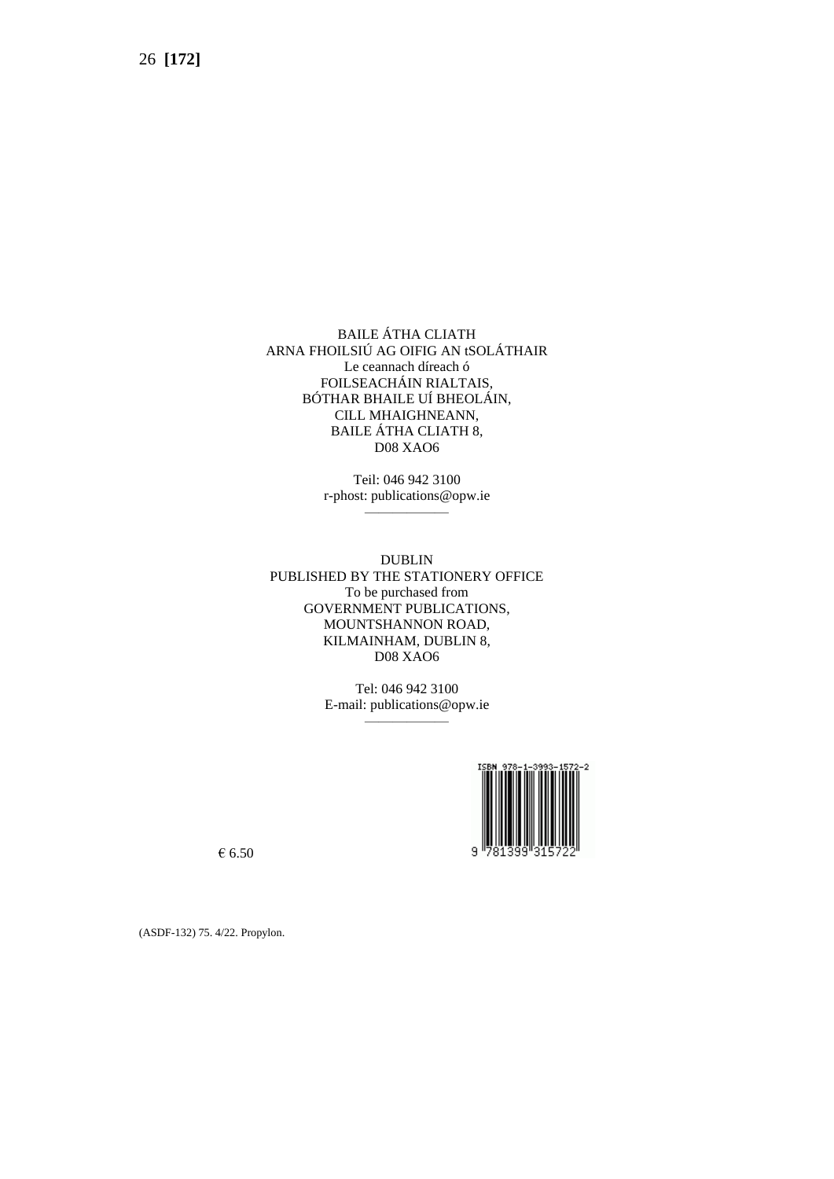BAILE ÁTHA CLIATH
ARNA FHOILSIÚ AG OIFIG AN tSOLÁTHAIR
Le ceannach díreach ó
FOILSEACHÁIN RIALTAIS,
BÓTHAR BHAILE UÍ BHEOLÁIN,
CILL MHAIGHNEANN,
BAILE ÁTHA CLIATH 8,
D08 XAO6

Teil: 046 942 3100
r-phost: publications@opw.ie

---

DUBLIN
PUBLISHED BY THE STATIONERY OFFICE
To be purchased from
GOVERNMENT PUBLICATIONS,
MOUNTSHANNON ROAD,
KILMAINHAM, DUBLIN 8,
D08 XAO6

Tel: 046 942 3100
E-mail: publications@opw.ie

---

ISBN 978-1-3993-1572-2

9 781399 315722

€ 6.50

(ASDF-132) 75. 4/22. Propylon.